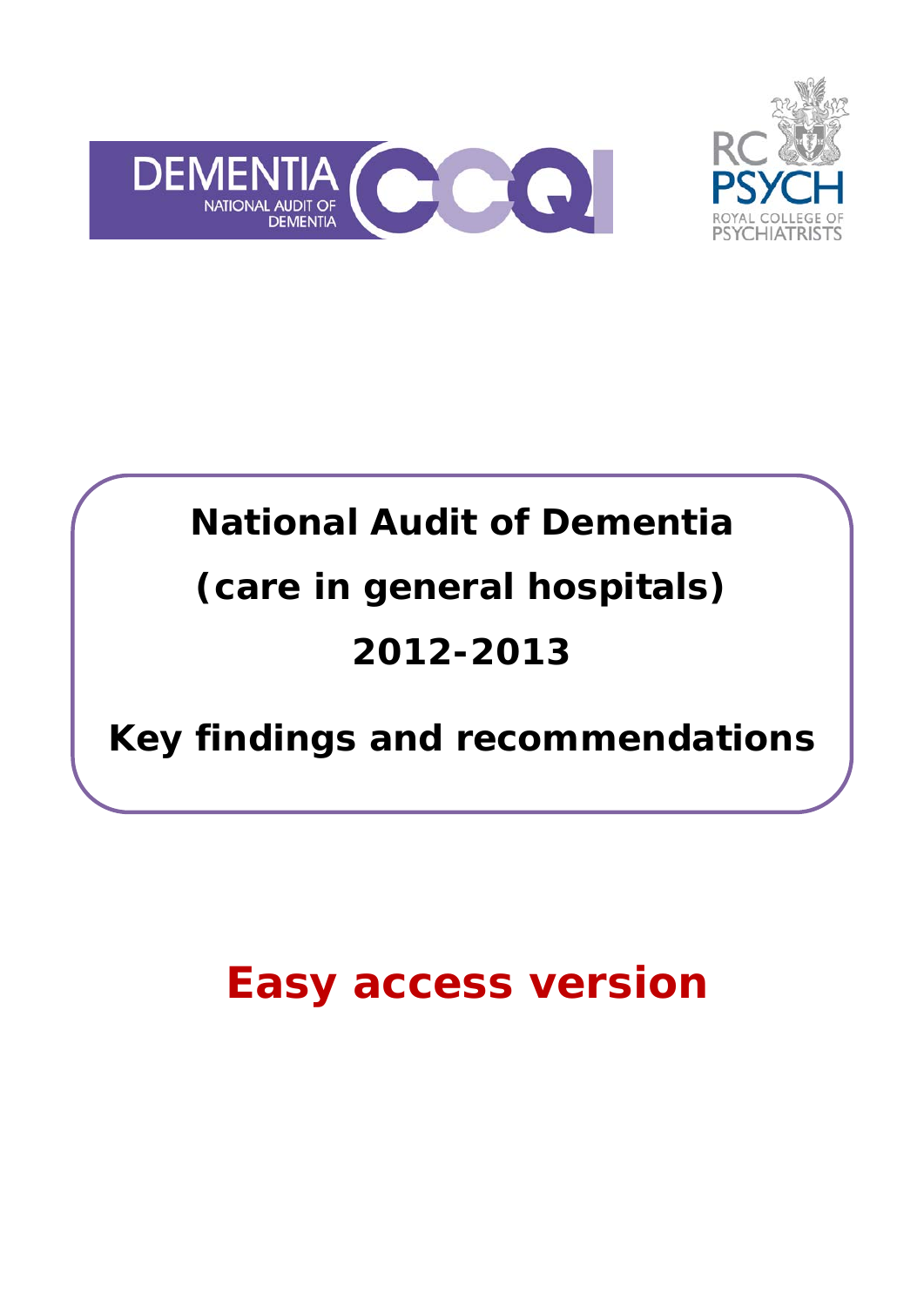DEMENTIA NATIONAL AUDIT OF DEMENTIA CCQI

RC PSYCH ROYAL COLLEGE OF PSYCHIATRISTS

# National Audit of Dementia (care in general hospitals) 2012-2013

## Key findings and recommendations

# Easy access version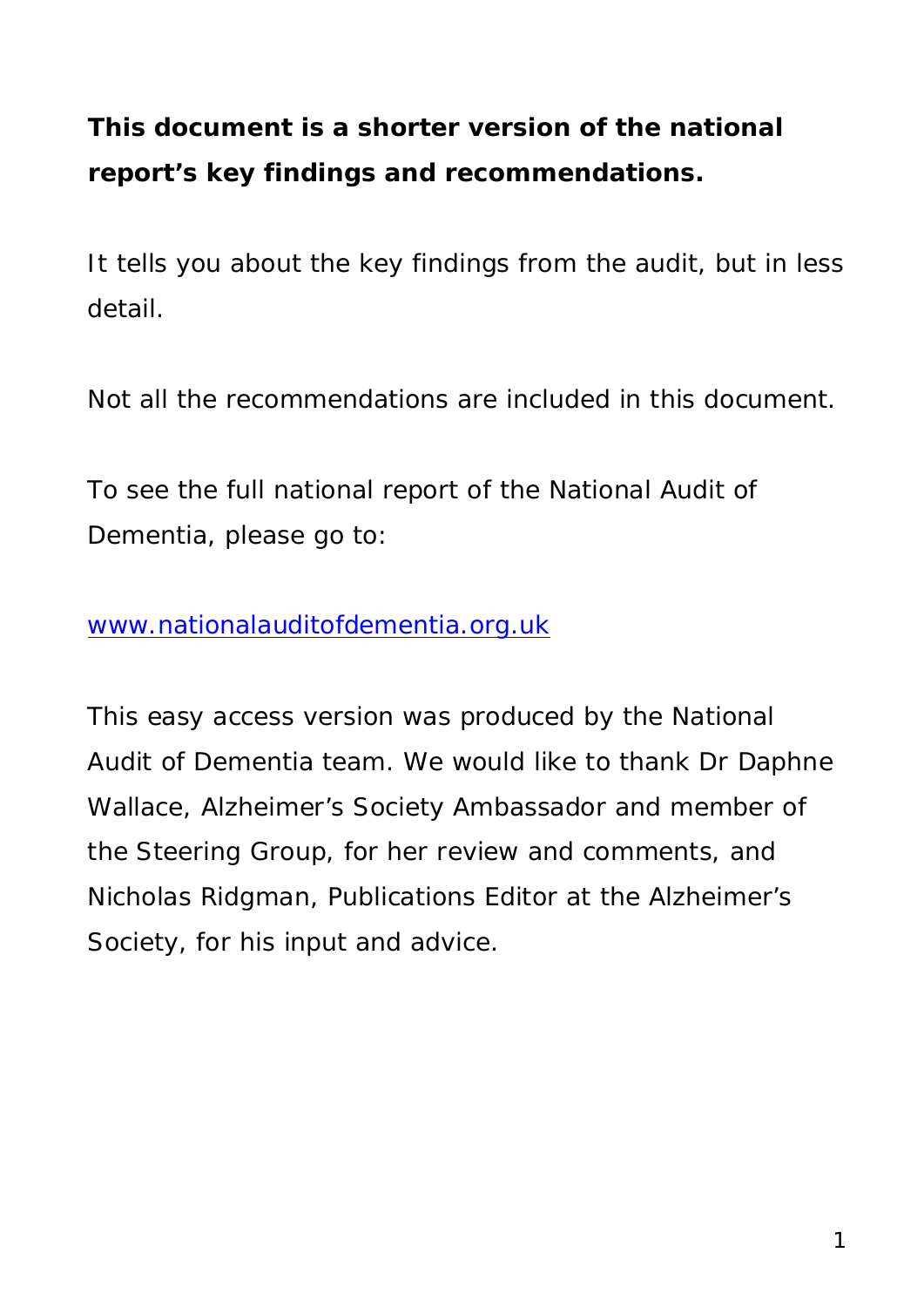**This document is a shorter version of the national report's key findings and recommendations.**

It tells you about the key findings from the audit, but in less detail.

Not all the recommendations are included in this document.

To see the full national report of the National Audit of Dementia, please go to:

[www.nationalauditofdementia.org.uk](http://www.nationalauditofdementia.org.uk)

This easy access version was produced by the National Audit of Dementia team. We would like to thank Dr Daphne Wallace, Alzheimer's Society Ambassador and member of the Steering Group, for her review and comments, and Nicholas Ridgman, Publications Editor at the Alzheimer's Society, for his input and advice.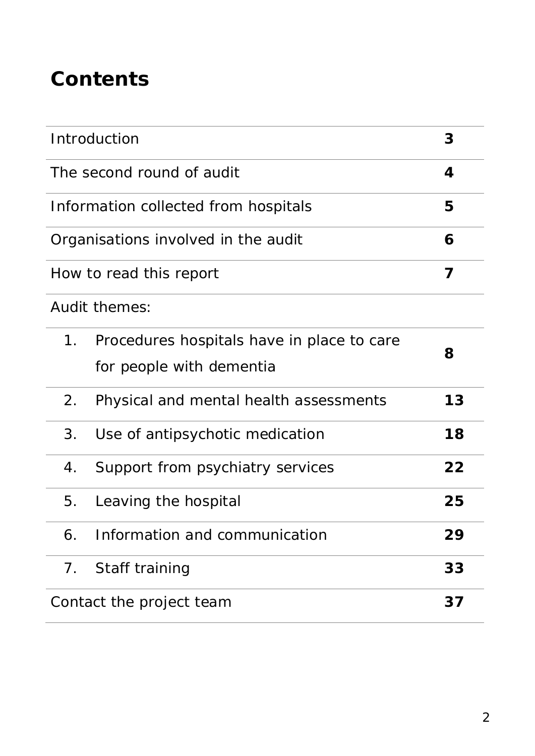# Contents

| | |
|---|---|
| Introduction | **3** |
| The second round of audit | **4** |
| Information collected from hospitals | **5** |
| Organisations involved in the audit | **6** |
| How to read this report | **7** |
| Audit themes: | |
| 1. Procedures hospitals have in place to care for people with dementia | **8** |
| 2. Physical and mental health assessments | **13** |
| 3. Use of antipsychotic medication | **18** |
| 4. Support from psychiatry services | **22** |
| 5. Leaving the hospital | **25** |
| 6. Information and communication | **29** |
| 7. Staff training | **33** |
| Contact the project team | **37** |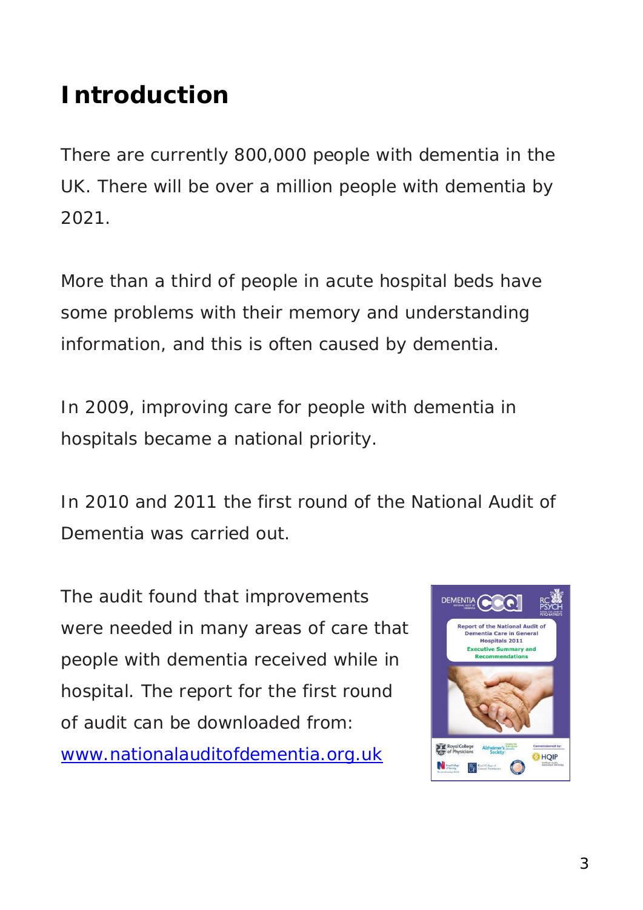# Introduction

There are currently 800,000 people with dementia in the UK. There will be over a million people with dementia by 2021.

More than a third of people in acute hospital beds have some problems with their memory and understanding information, and this is often caused by dementia.

In 2009, improving care for people with dementia in hospitals became a national priority.

In 2010 and 2011 the first round of the National Audit of Dementia was carried out.

The audit found that improvements were needed in many areas of care that people with dementia received while in hospital. The report for the first round of audit can be downloaded from: www.nationalauditofdementia.org.uk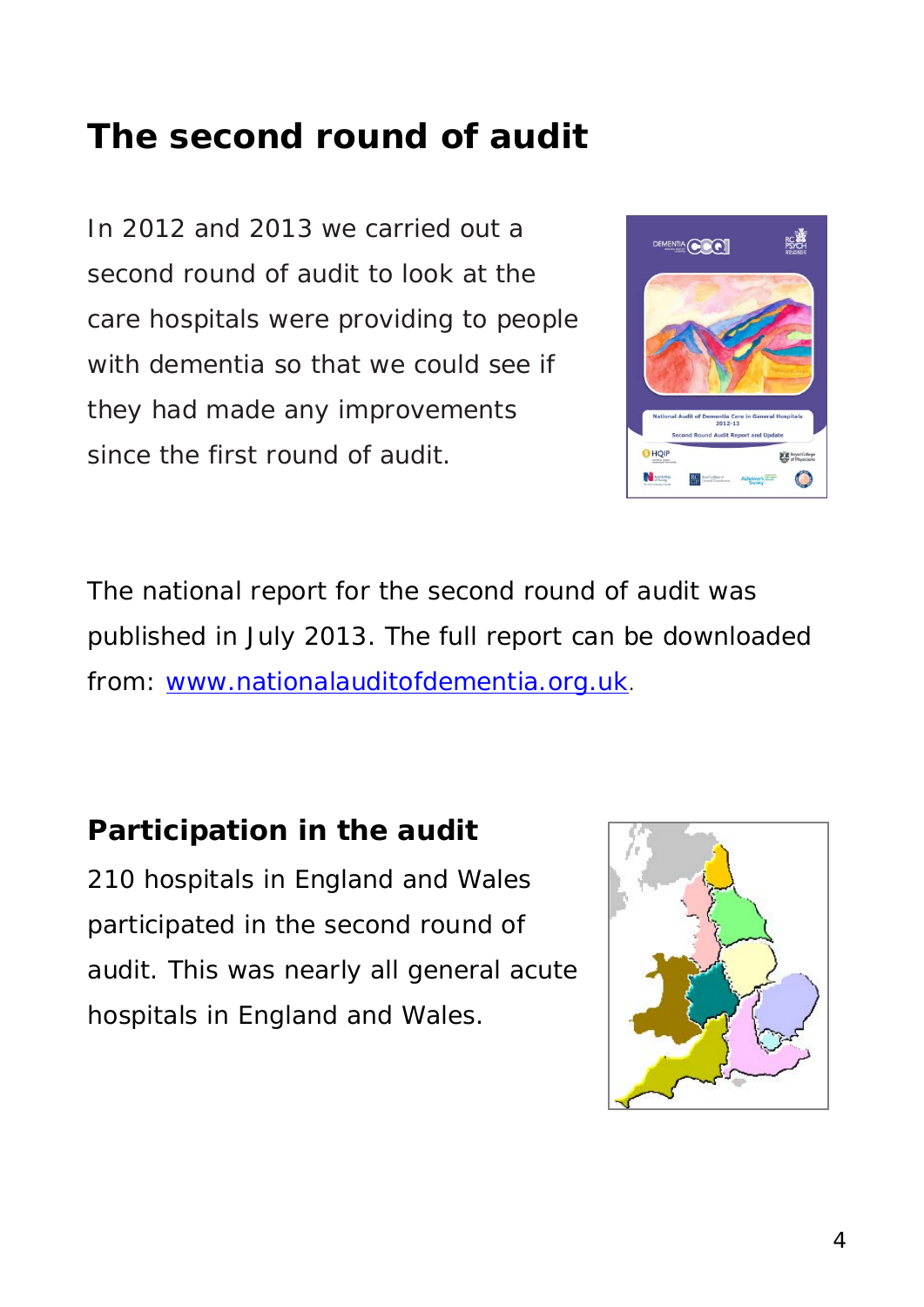# The second round of audit

In 2012 and 2013 we carried out a second round of audit to look at the care hospitals were providing to people with dementia so that we could see if they had made any improvements since the first round of audit.

The national report for the second round of audit was published in July 2013. The full report can be downloaded from: www.nationalauditofdementia.org.uk.

## Participation in the audit

210 hospitals in England and Wales participated in the second round of audit. This was nearly all general acute hospitals in England and Wales.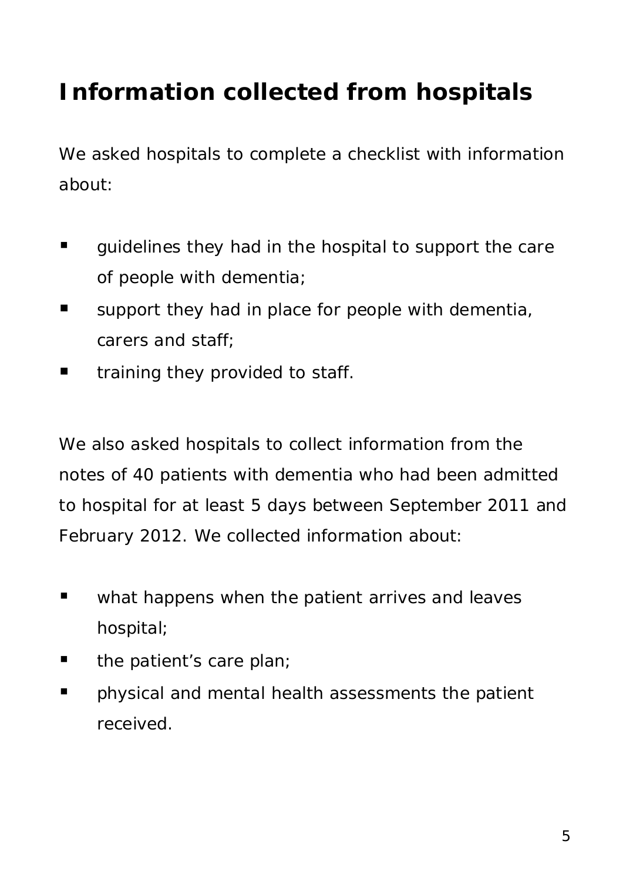# Information collected from hospitals

We asked hospitals to complete a checklist with information about:

- guidelines they had in the hospital to support the care of people with dementia;
- support they had in place for people with dementia, carers and staff;
- training they provided to staff.

We also asked hospitals to collect information from the notes of 40 patients with dementia who had been admitted to hospital for at least 5 days between September 2011 and February 2012. We collected information about:

- what happens when the patient arrives and leaves hospital;
- the patient's care plan;
- physical and mental health assessments the patient received.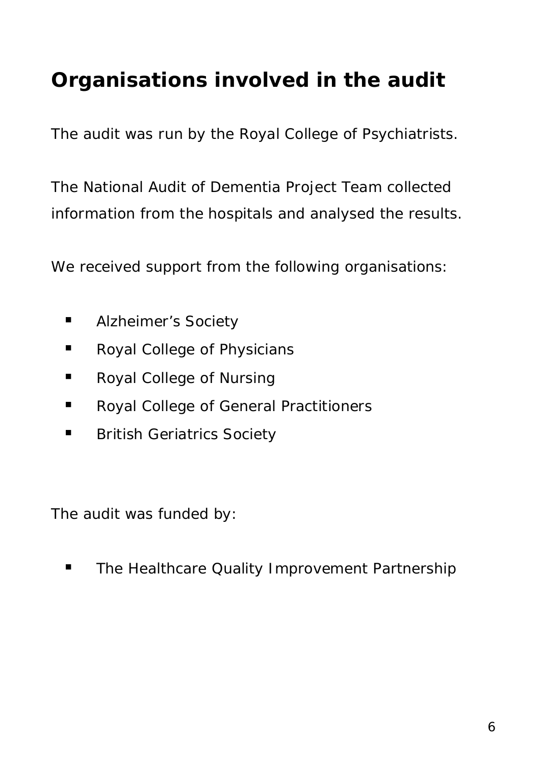# Organisations involved in the audit

The audit was run by the Royal College of Psychiatrists.

The National Audit of Dementia Project Team collected information from the hospitals and analysed the results.

We received support from the following organisations:

- Alzheimer's Society
- Royal College of Physicians
- Royal College of Nursing
- Royal College of General Practitioners
- British Geriatrics Society

The audit was funded by:

- The Healthcare Quality Improvement Partnership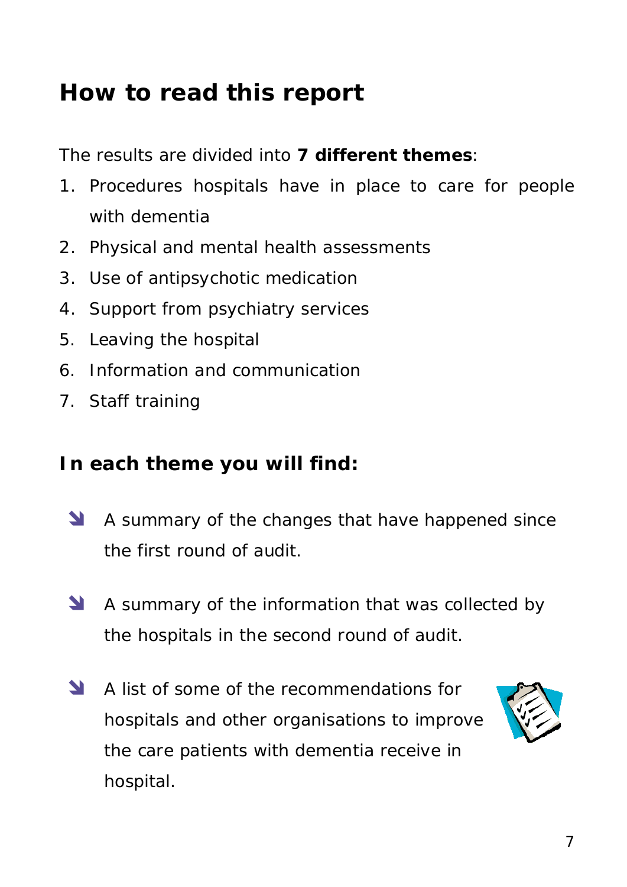## How to read this report

The results are divided into **7 different themes**:

1. Procedures hospitals have in place to care for people with dementia
2. Physical and mental health assessments
3. Use of antipsychotic medication
4. Support from psychiatry services
5. Leaving the hospital
6. Information and communication
7. Staff training

### In each theme you will find:

- A summary of the changes that have happened since the first round of audit.
- A summary of the information that was collected by the hospitals in the second round of audit.
- A list of some of the recommendations for hospitals and other organisations to improve the care patients with dementia receive in hospital.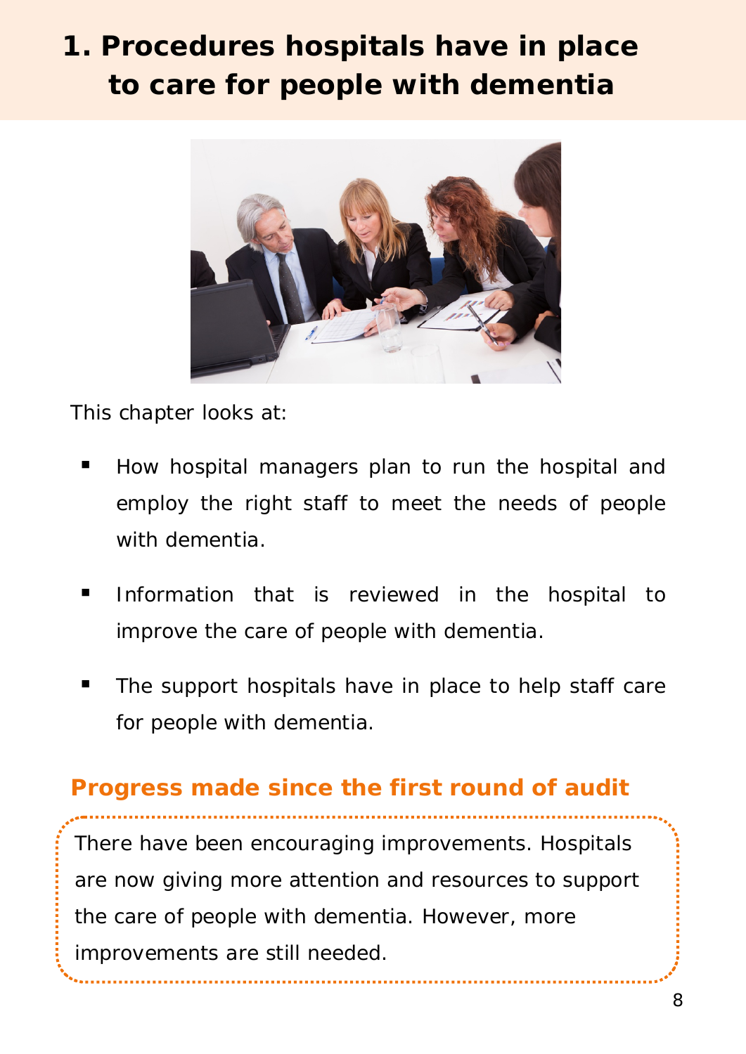# 1. Procedures hospitals have in place to care for people with dementia

This chapter looks at:

- How hospital managers plan to run the hospital and employ the right staff to meet the needs of people with dementia.
- Information that is reviewed in the hospital to improve the care of people with dementia.
- The support hospitals have in place to help staff care for people with dementia.

## Progress made since the first round of audit

There have been encouraging improvements. Hospitals are now giving more attention and resources to support the care of people with dementia. However, more improvements are still needed.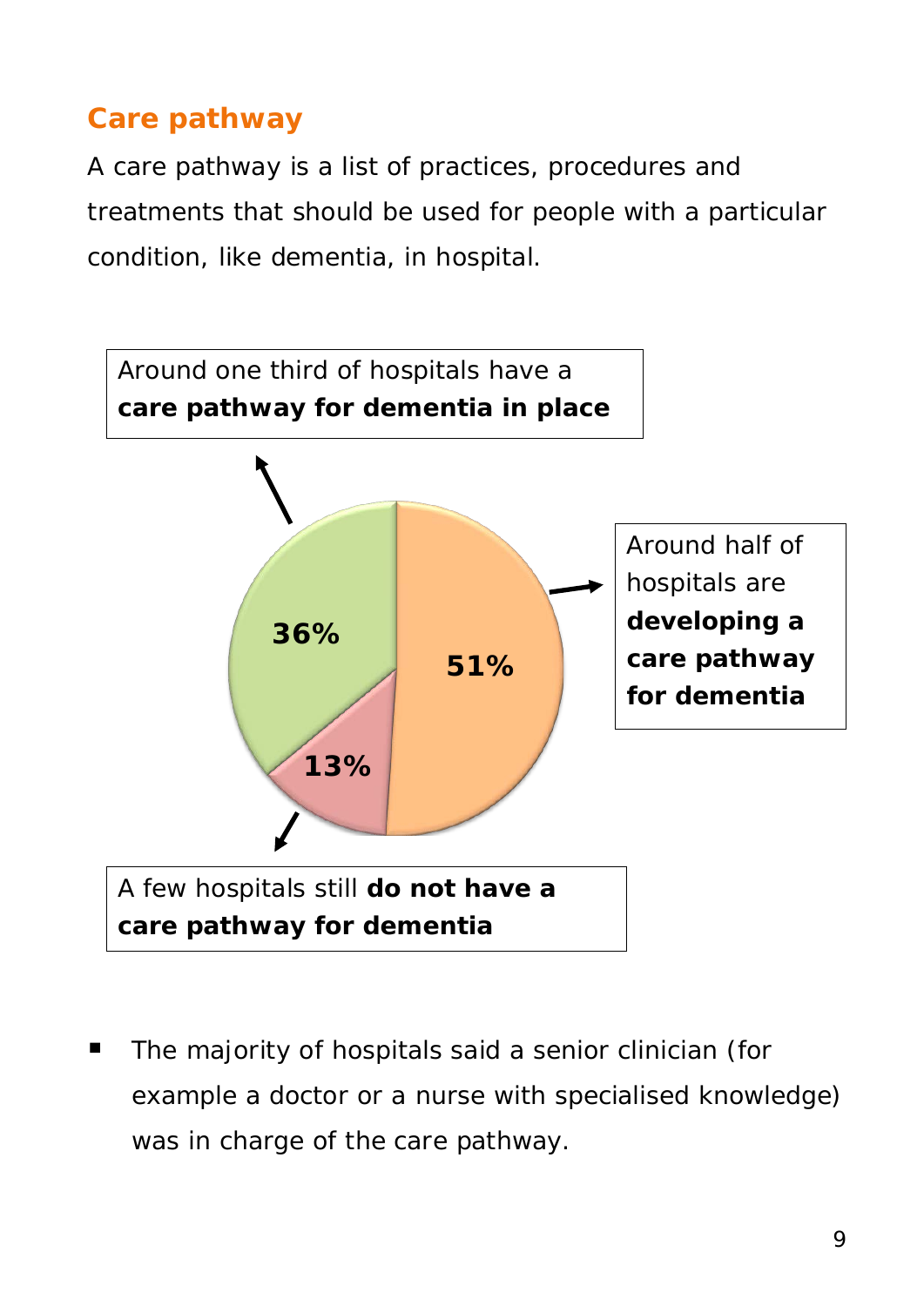## Care pathway

A care pathway is a list of practices, procedures and treatments that should be used for people with a particular condition, like dementia, in hospital.

Around one third of hospitals have a **care pathway for dementia in place**

36%

51%

13%

Around half of hospitals are **developing a care pathway for dementia**

A few hospitals still **do not have a care pathway for dementia**

- The majority of hospitals said a senior clinician (for example a doctor or a nurse with specialised knowledge) was in charge of the care pathway.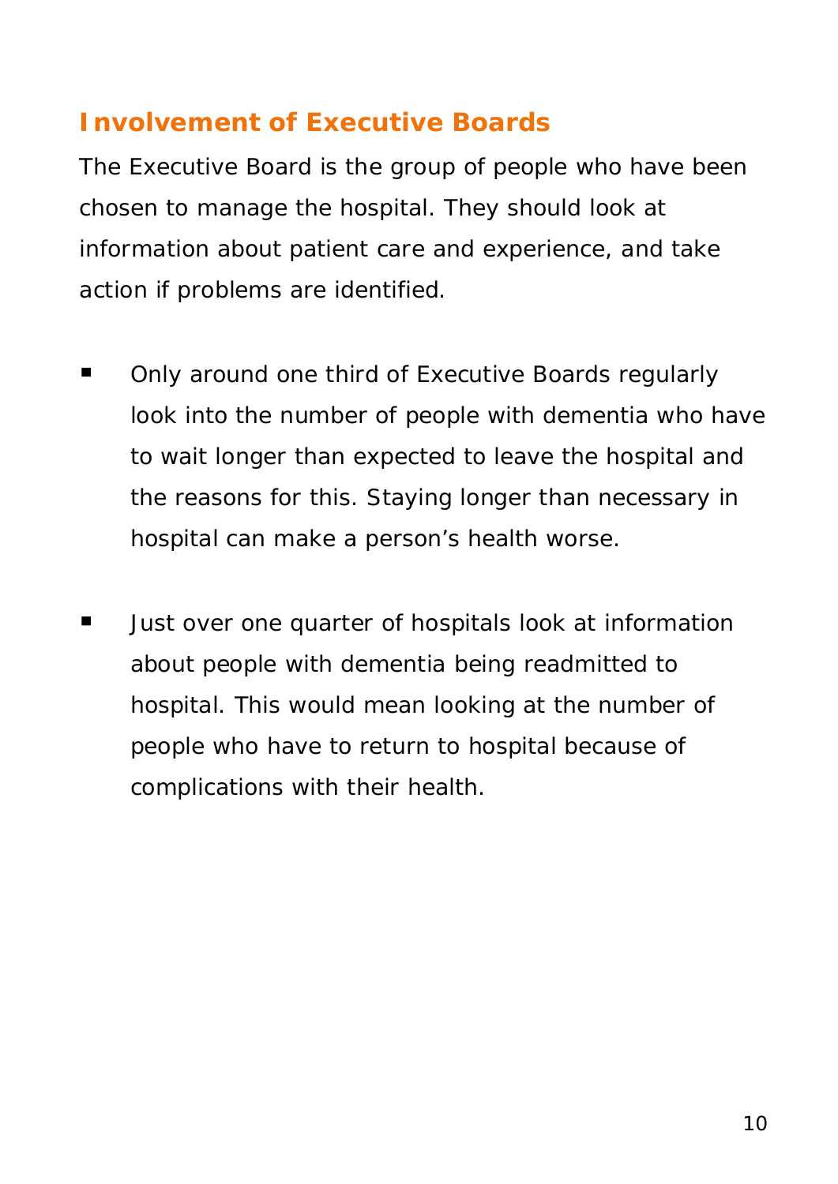## Involvement of Executive Boards

The Executive Board is the group of people who have been chosen to manage the hospital. They should look at information about patient care and experience, and take action if problems are identified.

- Only around one third of Executive Boards regularly look into the number of people with dementia who have to wait longer than expected to leave the hospital and the reasons for this. Staying longer than necessary in hospital can make a person's health worse.

- Just over one quarter of hospitals look at information about people with dementia being readmitted to hospital. This would mean looking at the number of people who have to return to hospital because of complications with their health.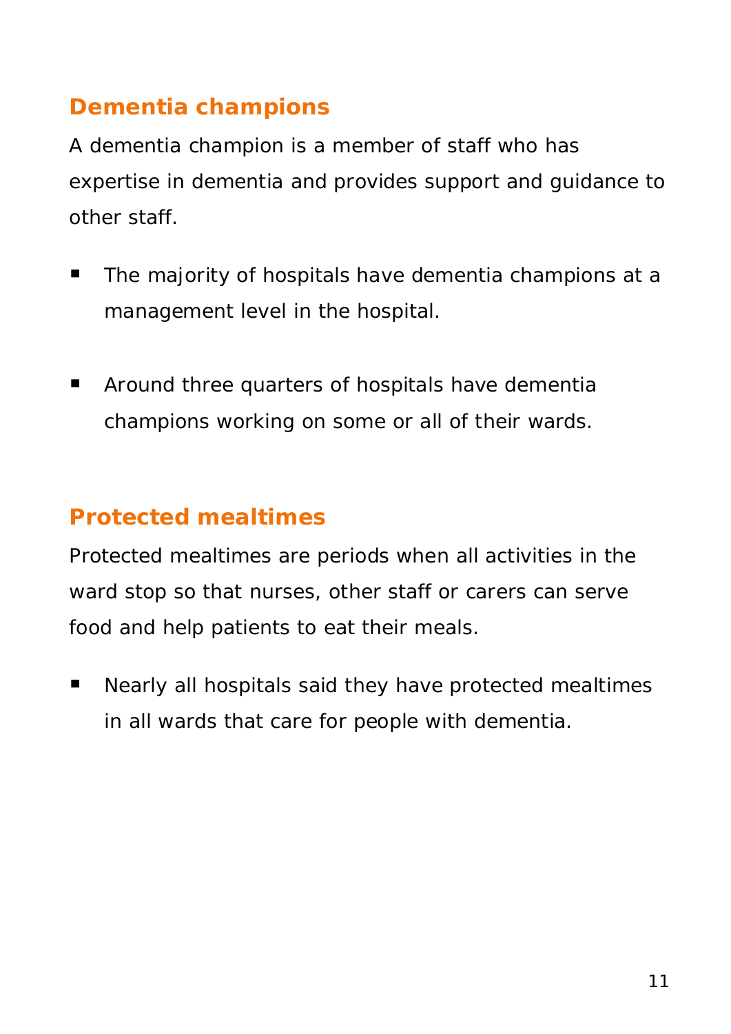## Dementia champions

A dementia champion is a member of staff who has expertise in dementia and provides support and guidance to other staff.

- The majority of hospitals have dementia champions at a management level in the hospital.

- Around three quarters of hospitals have dementia champions working on some or all of their wards.

## Protected mealtimes

Protected mealtimes are periods when all activities in the ward stop so that nurses, other staff or carers can serve food and help patients to eat their meals.

- Nearly all hospitals said they have protected mealtimes in all wards that care for people with dementia.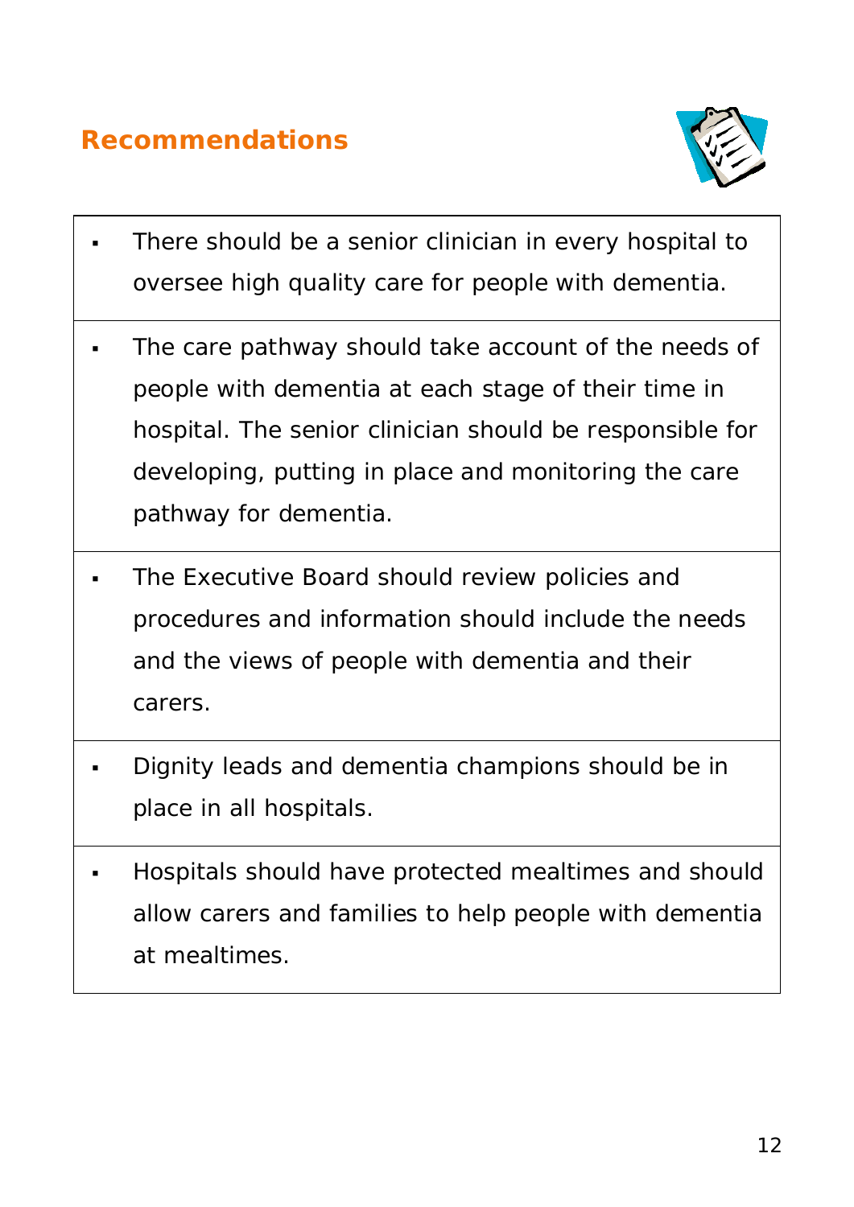## Recommendations

- There should be a senior clinician in every hospital to oversee high quality care for people with dementia.
- The care pathway should take account of the needs of people with dementia at each stage of their time in hospital. The senior clinician should be responsible for developing, putting in place and monitoring the care pathway for dementia.
- The Executive Board should review policies and procedures and information should include the needs and the views of people with dementia and their carers.
- Dignity leads and dementia champions should be in place in all hospitals.
- Hospitals should have protected mealtimes and should allow carers and families to help people with dementia at mealtimes.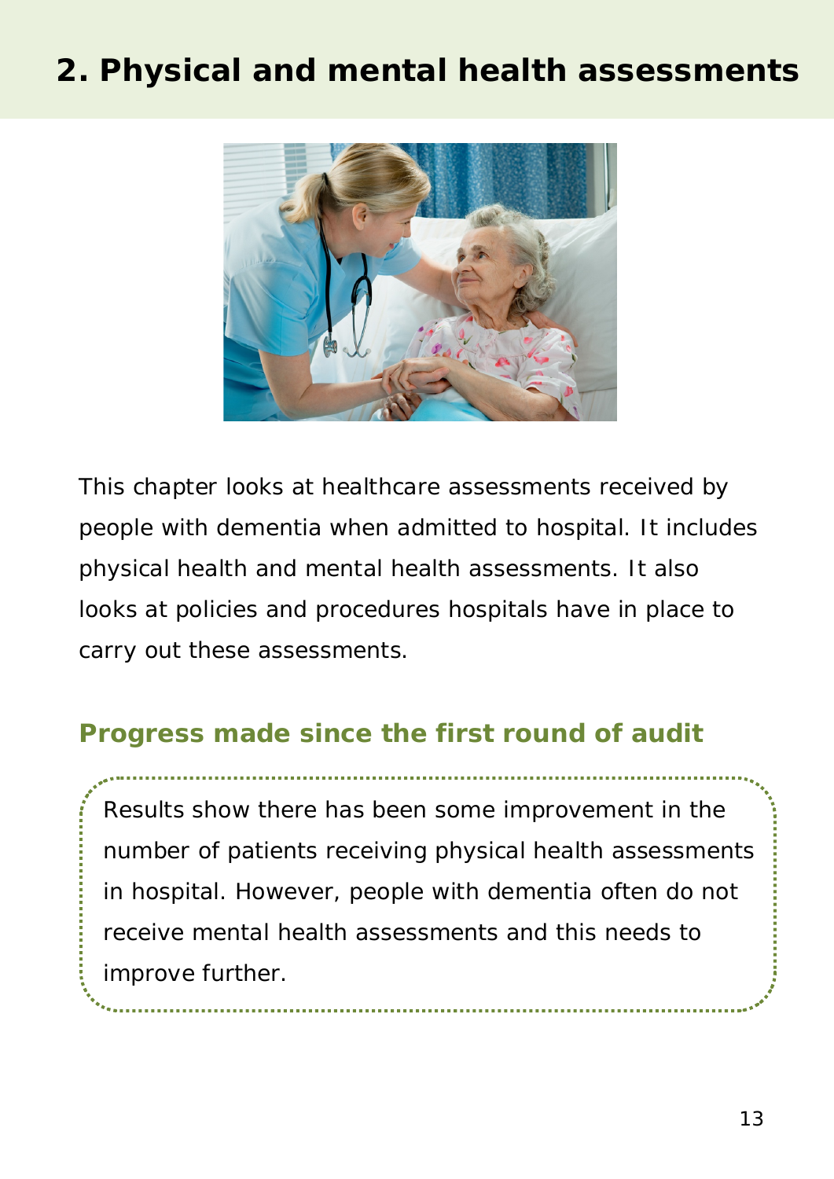## 2. Physical and mental health assessments

This chapter looks at healthcare assessments received by people with dementia when admitted to hospital. It includes physical health and mental health assessments. It also looks at policies and procedures hospitals have in place to carry out these assessments.

### Progress made since the first round of audit

Results show there has been some improvement in the number of patients receiving physical health assessments in hospital. However, people with dementia often do not receive mental health assessments and this needs to improve further.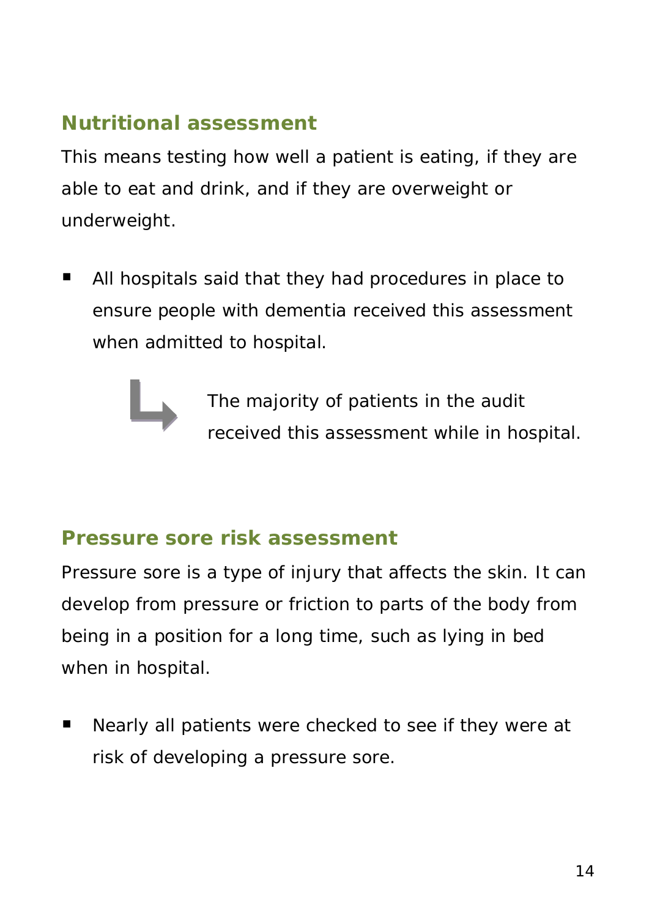## Nutritional assessment

This means testing how well a patient is eating, if they are able to eat and drink, and if they are overweight or underweight.

- All hospitals said that they had procedures in place to ensure people with dementia received this assessment when admitted to hospital.

  ↳ The majority of patients in the audit received this assessment while in hospital.

## Pressure sore risk assessment

Pressure sore is a type of injury that affects the skin. It can develop from pressure or friction to parts of the body from being in a position for a long time, such as lying in bed when in hospital.

- Nearly all patients were checked to see if they were at risk of developing a pressure sore.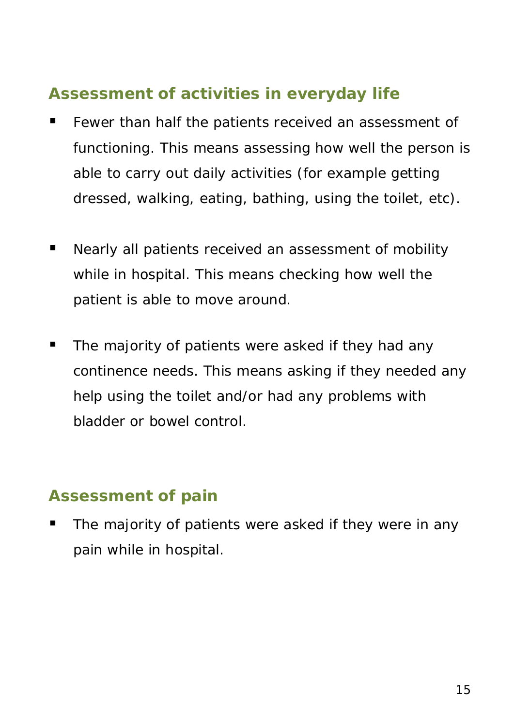## Assessment of activities in everyday life

- Fewer than half the patients received an assessment of functioning. This means assessing how well the person is able to carry out daily activities (for example getting dressed, walking, eating, bathing, using the toilet, etc).

- Nearly all patients received an assessment of mobility while in hospital. This means checking how well the patient is able to move around.

- The majority of patients were asked if they had any continence needs. This means asking if they needed any help using the toilet and/or had any problems with bladder or bowel control.

## Assessment of pain

- The majority of patients were asked if they were in any pain while in hospital.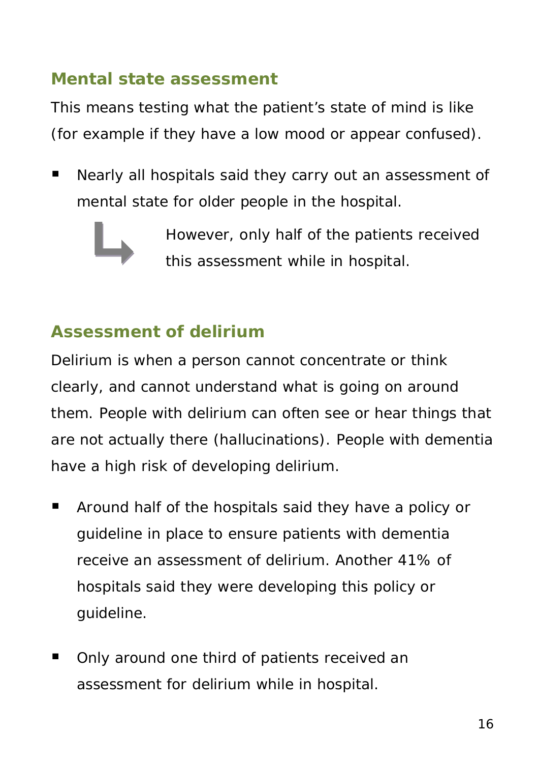## Mental state assessment

This means testing what the patient's state of mind is like (for example if they have a low mood or appear confused).

- Nearly all hospitals said they carry out an assessment of mental state for older people in the hospital.

  ↳ However, only half of the patients received this assessment while in hospital.

## Assessment of delirium

Delirium is when a person cannot concentrate or think clearly, and cannot understand what is going on around them. People with delirium can often see or hear things that are not actually there (hallucinations). People with dementia have a high risk of developing delirium.

- Around half of the hospitals said they have a policy or guideline in place to ensure patients with dementia receive an assessment of delirium. Another 41% of hospitals said they were developing this policy or guideline.

- Only around one third of patients received an assessment for delirium while in hospital.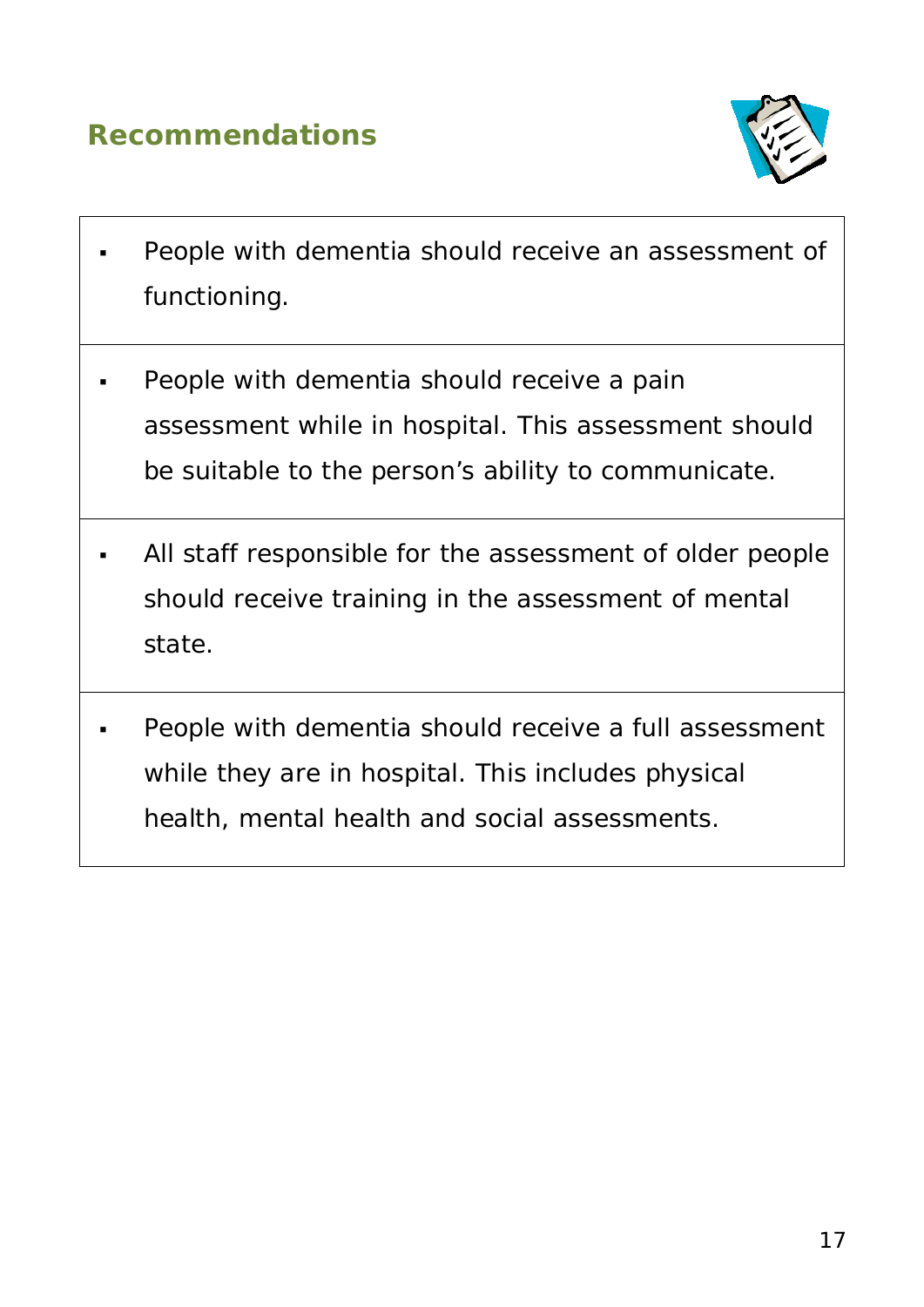## Recommendations

- People with dementia should receive an assessment of functioning.

- People with dementia should receive a pain assessment while in hospital. This assessment should be suitable to the person's ability to communicate.

- All staff responsible for the assessment of older people should receive training in the assessment of mental state.

- People with dementia should receive a full assessment while they are in hospital. This includes physical health, mental health and social assessments.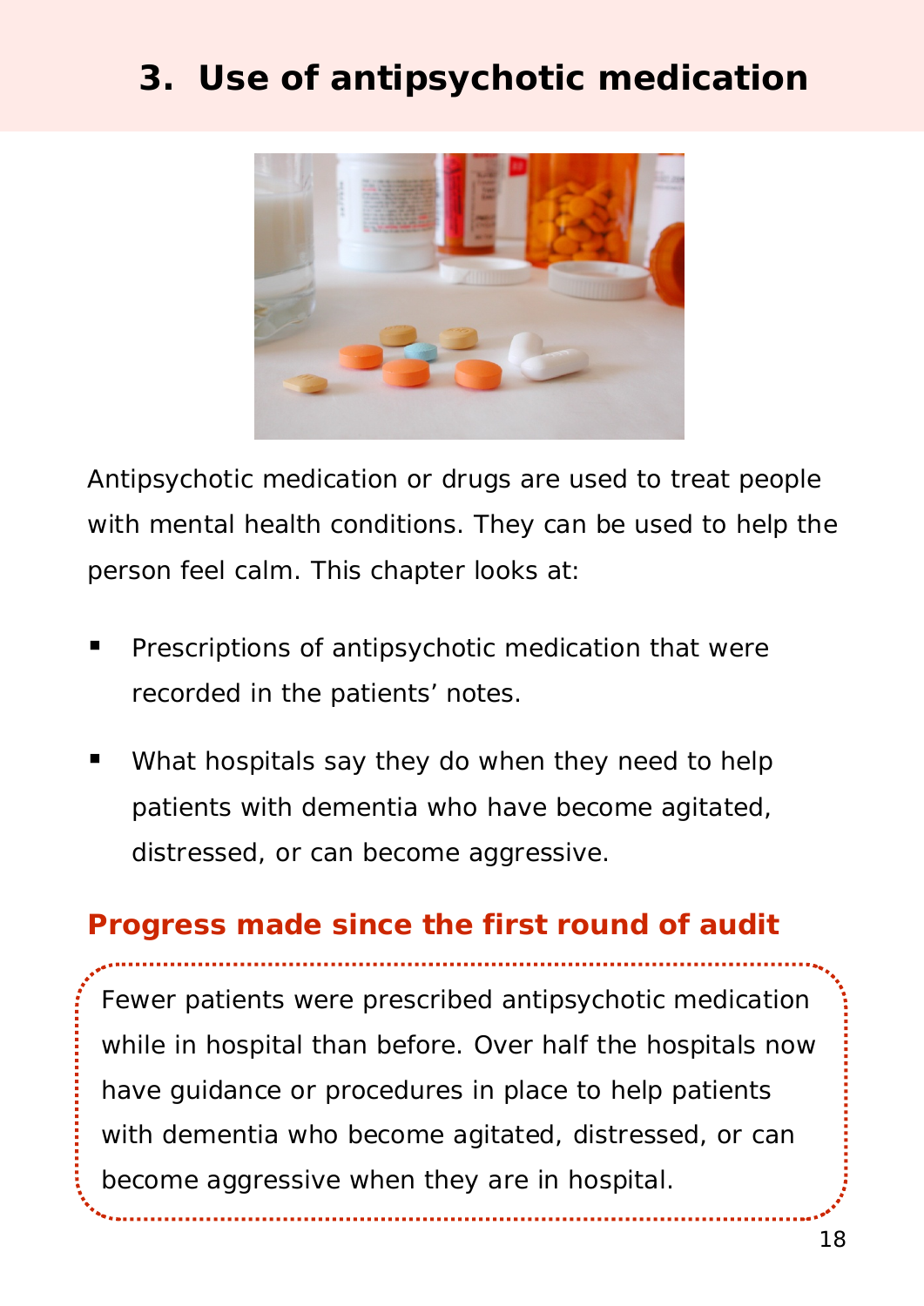# 3. Use of antipsychotic medication

Antipsychotic medication or drugs are used to treat people with mental health conditions. They can be used to help the person feel calm. This chapter looks at:

- Prescriptions of antipsychotic medication that were recorded in the patients' notes.
- What hospitals say they do when they need to help patients with dementia who have become agitated, distressed, or can become aggressive.

## Progress made since the first round of audit

Fewer patients were prescribed antipsychotic medication while in hospital than before. Over half the hospitals now have guidance or procedures in place to help patients with dementia who become agitated, distressed, or can become aggressive when they are in hospital.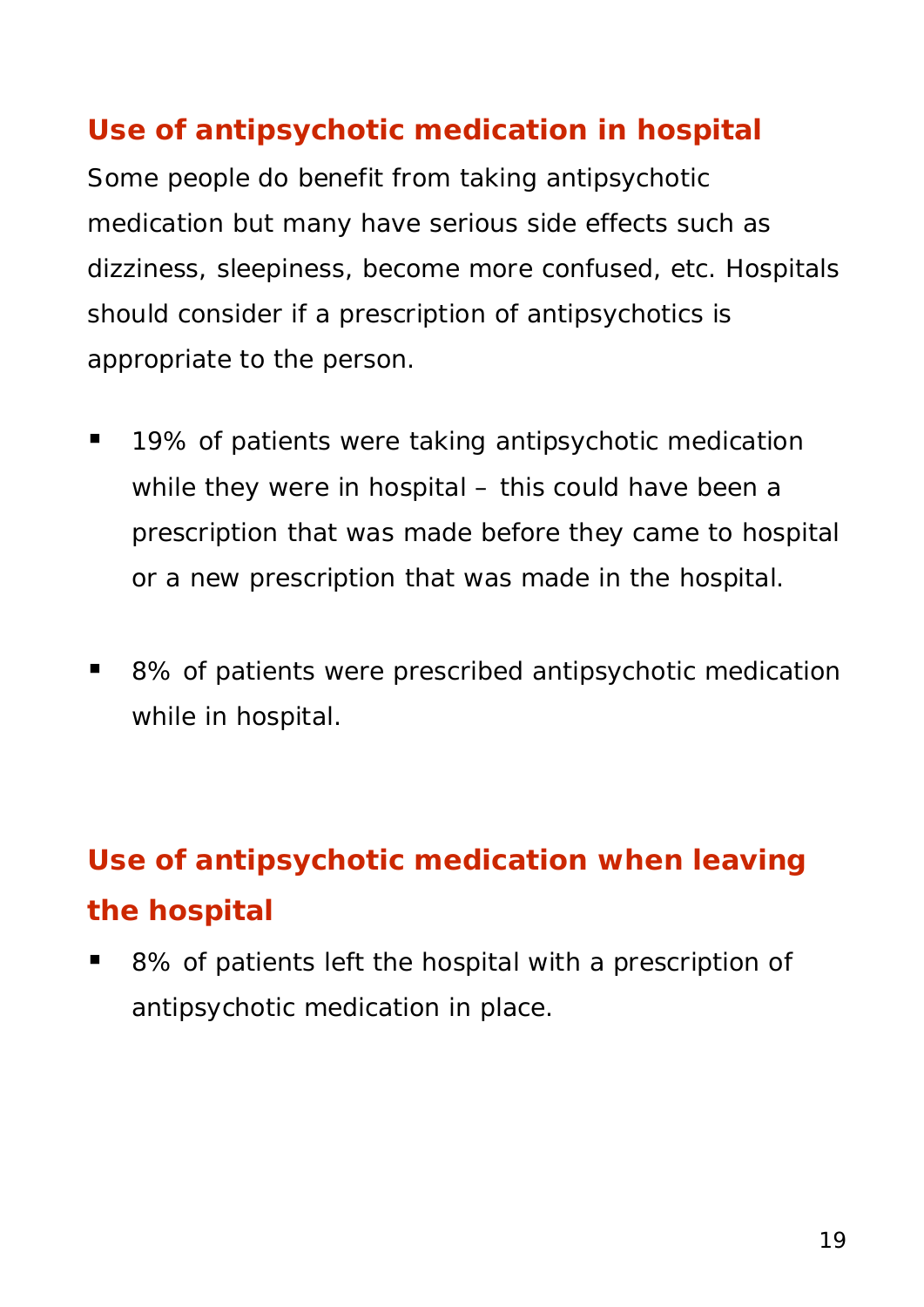## Use of antipsychotic medication in hospital

Some people do benefit from taking antipsychotic medication but many have serious side effects such as dizziness, sleepiness, become more confused, etc. Hospitals should consider if a prescription of antipsychotics is appropriate to the person.

- 19% of patients were taking antipsychotic medication while they were in hospital – this could have been a prescription that was made before they came to hospital or a new prescription that was made in the hospital.

- 8% of patients were prescribed antipsychotic medication while in hospital.

## Use of antipsychotic medication when leaving the hospital

- 8% of patients left the hospital with a prescription of antipsychotic medication in place.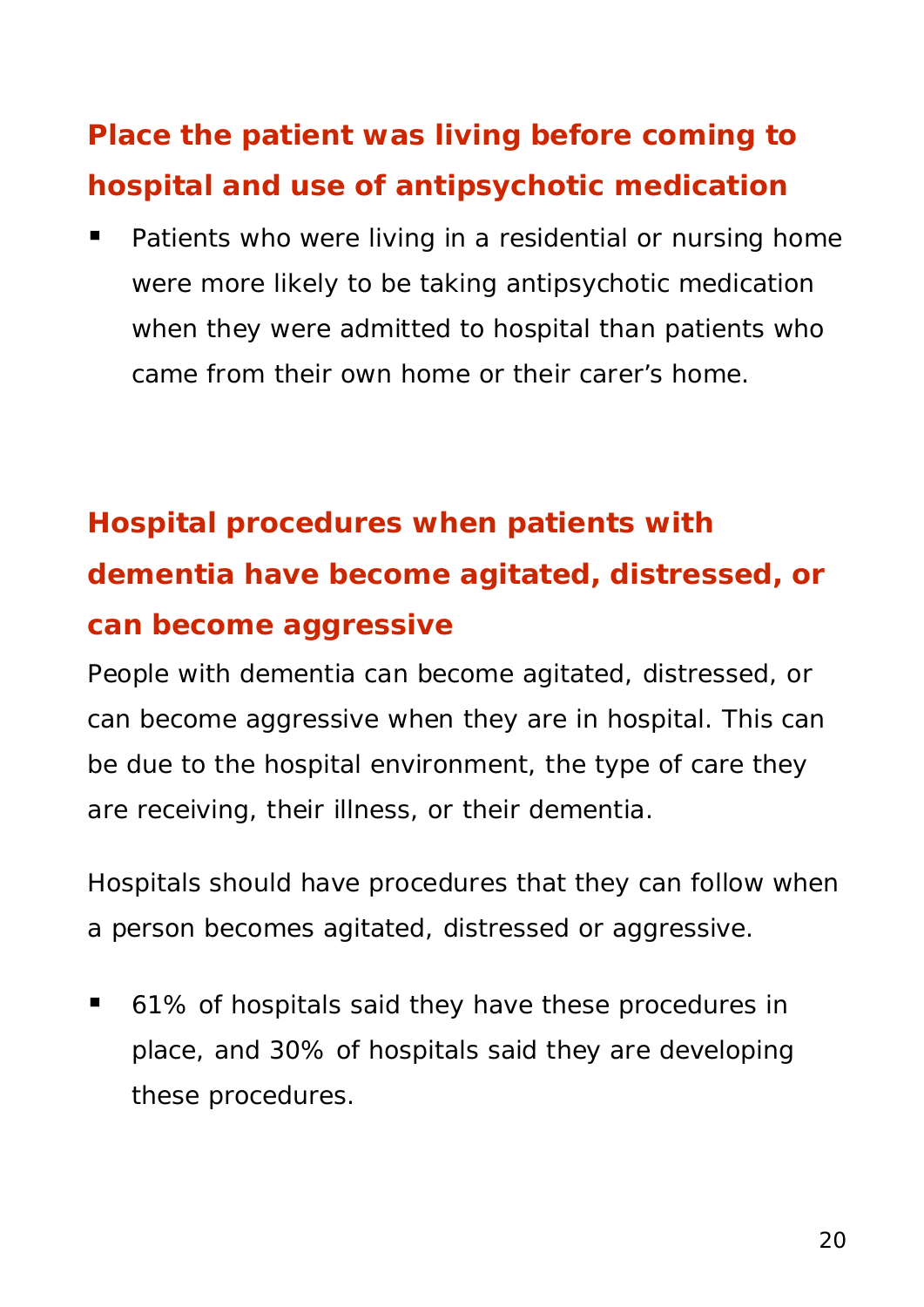## Place the patient was living before coming to hospital and use of antipsychotic medication

- Patients who were living in a residential or nursing home were more likely to be taking antipsychotic medication when they were admitted to hospital than patients who came from their own home or their carer's home.

## Hospital procedures when patients with dementia have become agitated, distressed, or can become aggressive

People with dementia can become agitated, distressed, or can become aggressive when they are in hospital. This can be due to the hospital environment, the type of care they are receiving, their illness, or their dementia.

Hospitals should have procedures that they can follow when a person becomes agitated, distressed or aggressive.

- 61% of hospitals said they have these procedures in place, and 30% of hospitals said they are developing these procedures.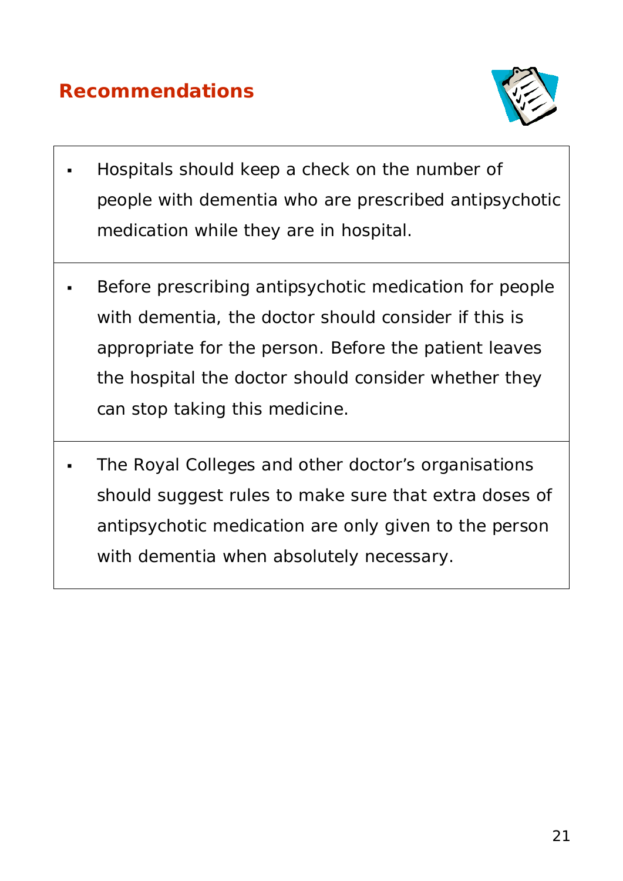## Recommendations

- Hospitals should keep a check on the number of people with dementia who are prescribed antipsychotic medication while they are in hospital.

- Before prescribing antipsychotic medication for people with dementia, the doctor should consider if this is appropriate for the person. Before the patient leaves the hospital the doctor should consider whether they can stop taking this medicine.

- The Royal Colleges and other doctor's organisations should suggest rules to make sure that extra doses of antipsychotic medication are only given to the person with dementia when absolutely necessary.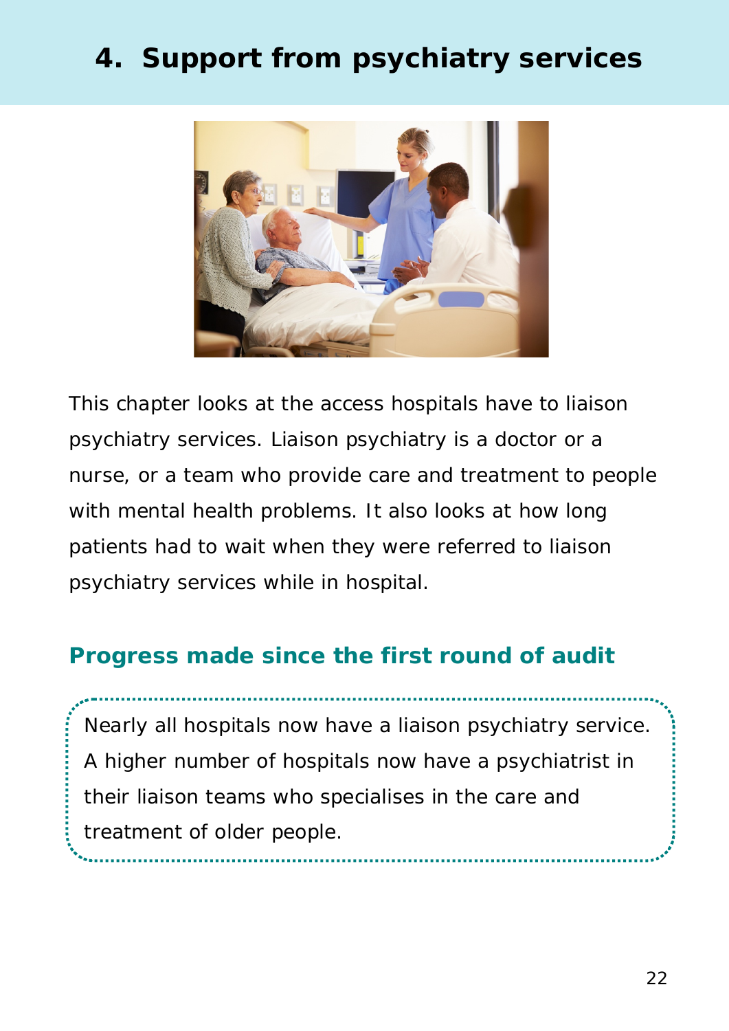# 4. Support from psychiatry services

This chapter looks at the access hospitals have to liaison psychiatry services. Liaison psychiatry is a doctor or a nurse, or a team who provide care and treatment to people with mental health problems. It also looks at how long patients had to wait when they were referred to liaison psychiatry services while in hospital.

## Progress made since the first round of audit

Nearly all hospitals now have a liaison psychiatry service. A higher number of hospitals now have a psychiatrist in their liaison teams who specialises in the care and treatment of older people.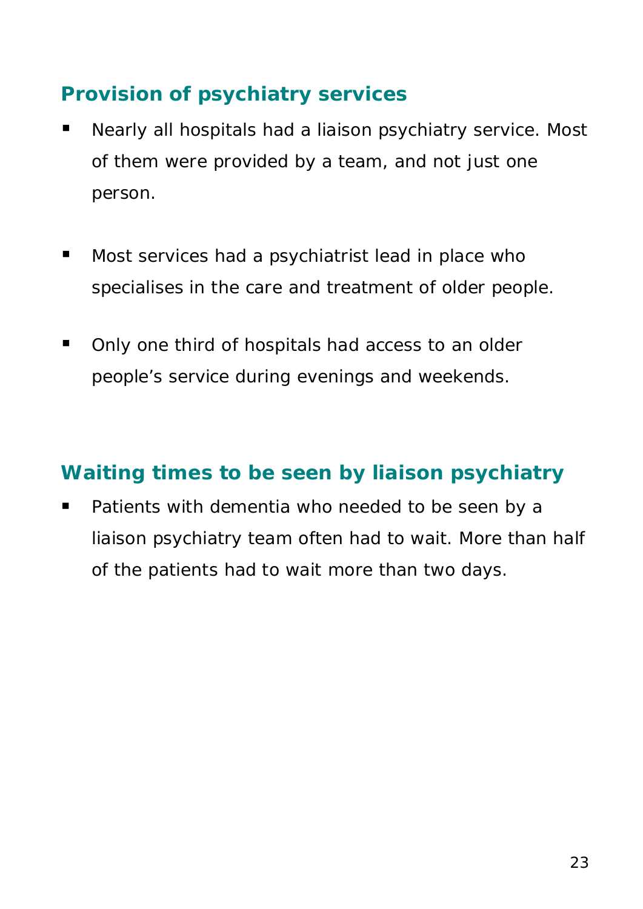## Provision of psychiatry services

- Nearly all hospitals had a liaison psychiatry service. Most of them were provided by a team, and not just one person.

- Most services had a psychiatrist lead in place who specialises in the care and treatment of older people.

- Only one third of hospitals had access to an older people's service during evenings and weekends.

## Waiting times to be seen by liaison psychiatry

- Patients with dementia who needed to be seen by a liaison psychiatry team often had to wait. More than half of the patients had to wait more than two days.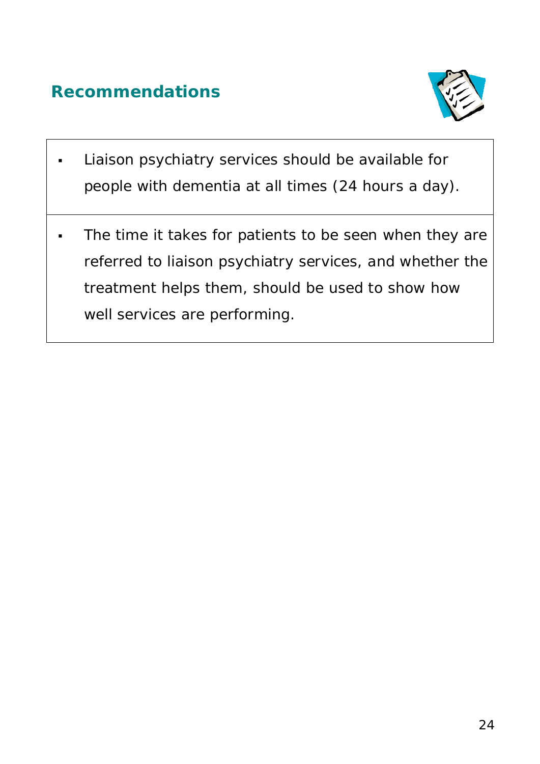## Recommendations

- Liaison psychiatry services should be available for people with dementia at all times (24 hours a day).

- The time it takes for patients to be seen when they are referred to liaison psychiatry services, and whether the treatment helps them, should be used to show how well services are performing.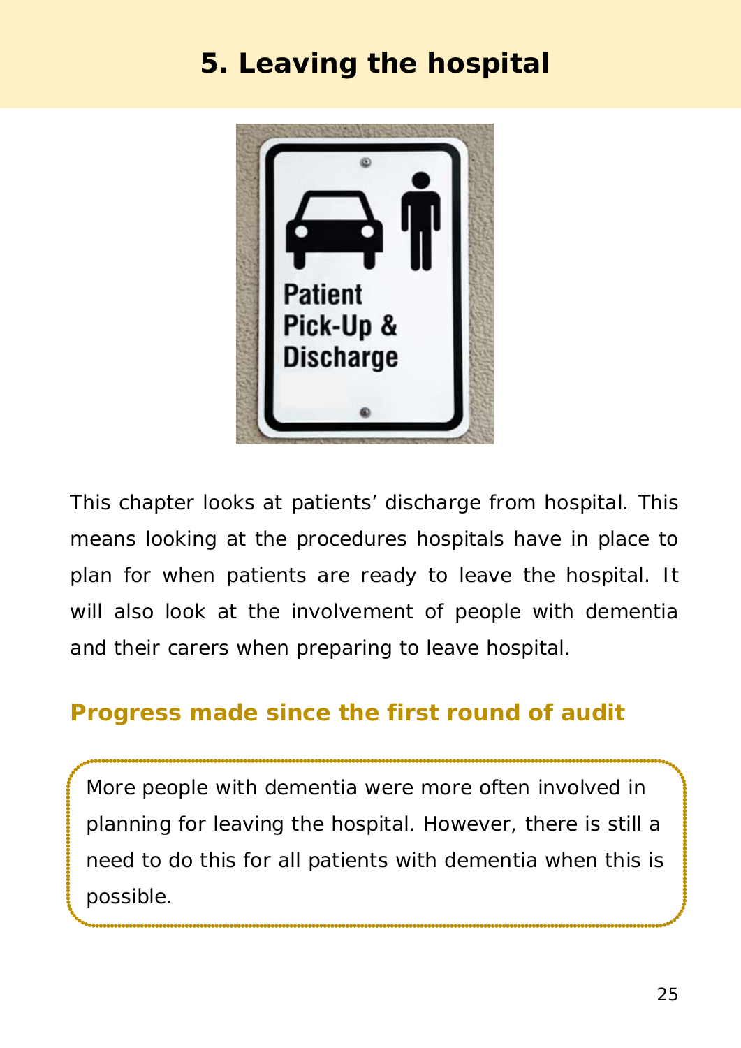# 5. Leaving the hospital

This chapter looks at patients' discharge from hospital. This means looking at the procedures hospitals have in place to plan for when patients are ready to leave the hospital. It will also look at the involvement of people with dementia and their carers when preparing to leave hospital.

## Progress made since the first round of audit

More people with dementia were more often involved in planning for leaving the hospital. However, there is still a need to do this for all patients with dementia when this is possible.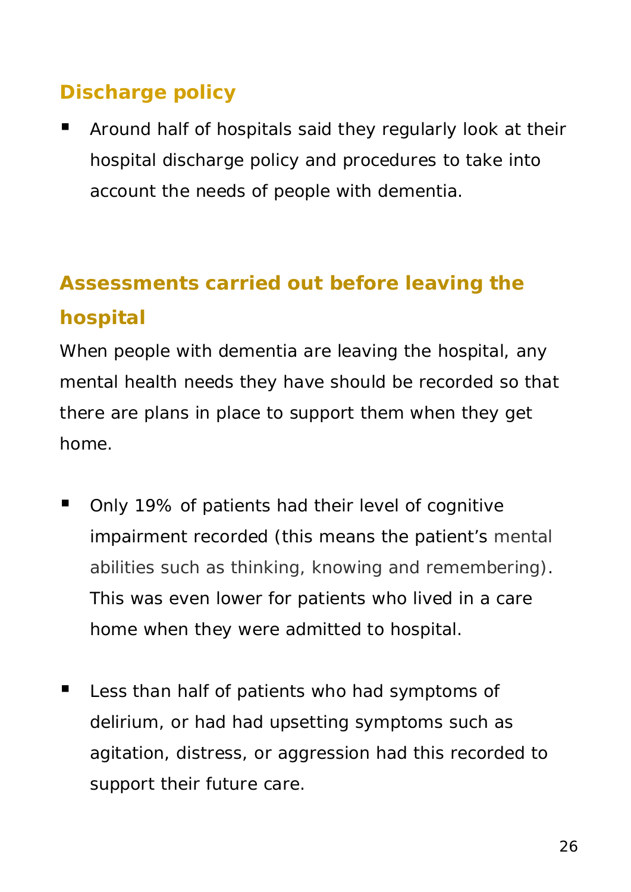## Discharge policy

- Around half of hospitals said they regularly look at their hospital discharge policy and procedures to take into account the needs of people with dementia.

## Assessments carried out before leaving the hospital

When people with dementia are leaving the hospital, any mental health needs they have should be recorded so that there are plans in place to support them when they get home.

- Only 19% of patients had their level of cognitive impairment recorded (this means the patient's mental abilities such as thinking, knowing and remembering). This was even lower for patients who lived in a care home when they were admitted to hospital.

- Less than half of patients who had symptoms of delirium, or had had upsetting symptoms such as agitation, distress, or aggression had this recorded to support their future care.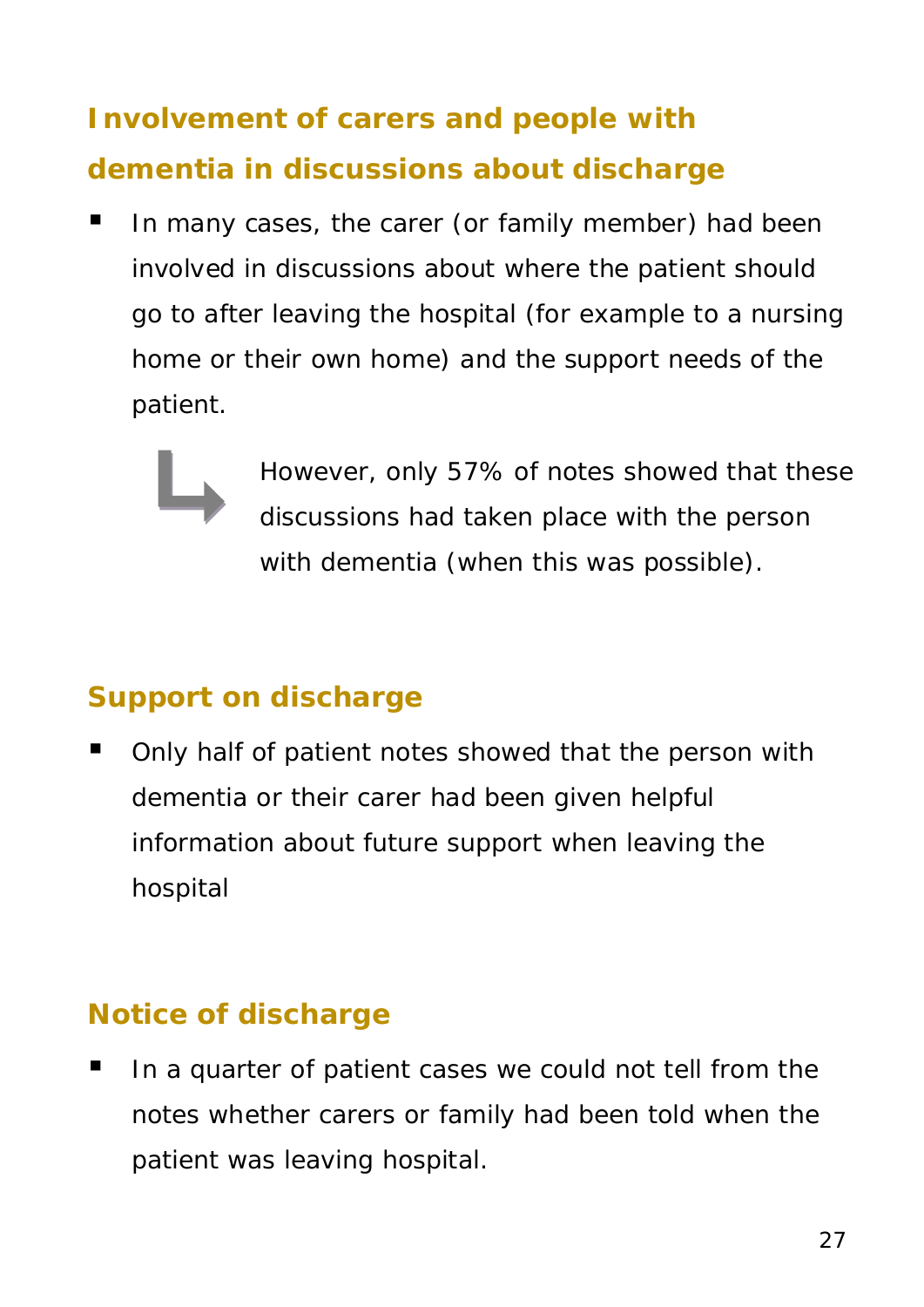## Involvement of carers and people with dementia in discussions about discharge

- In many cases, the carer (or family member) had been involved in discussions about where the patient should go to after leaving the hospital (for example to a nursing home or their own home) and the support needs of the patient.

  However, only 57% of notes showed that these discussions had taken place with the person with dementia (when this was possible).

## Support on discharge

- Only half of patient notes showed that the person with dementia or their carer had been given helpful information about future support when leaving the hospital

## Notice of discharge

- In a quarter of patient cases we could not tell from the notes whether carers or family had been told when the patient was leaving hospital.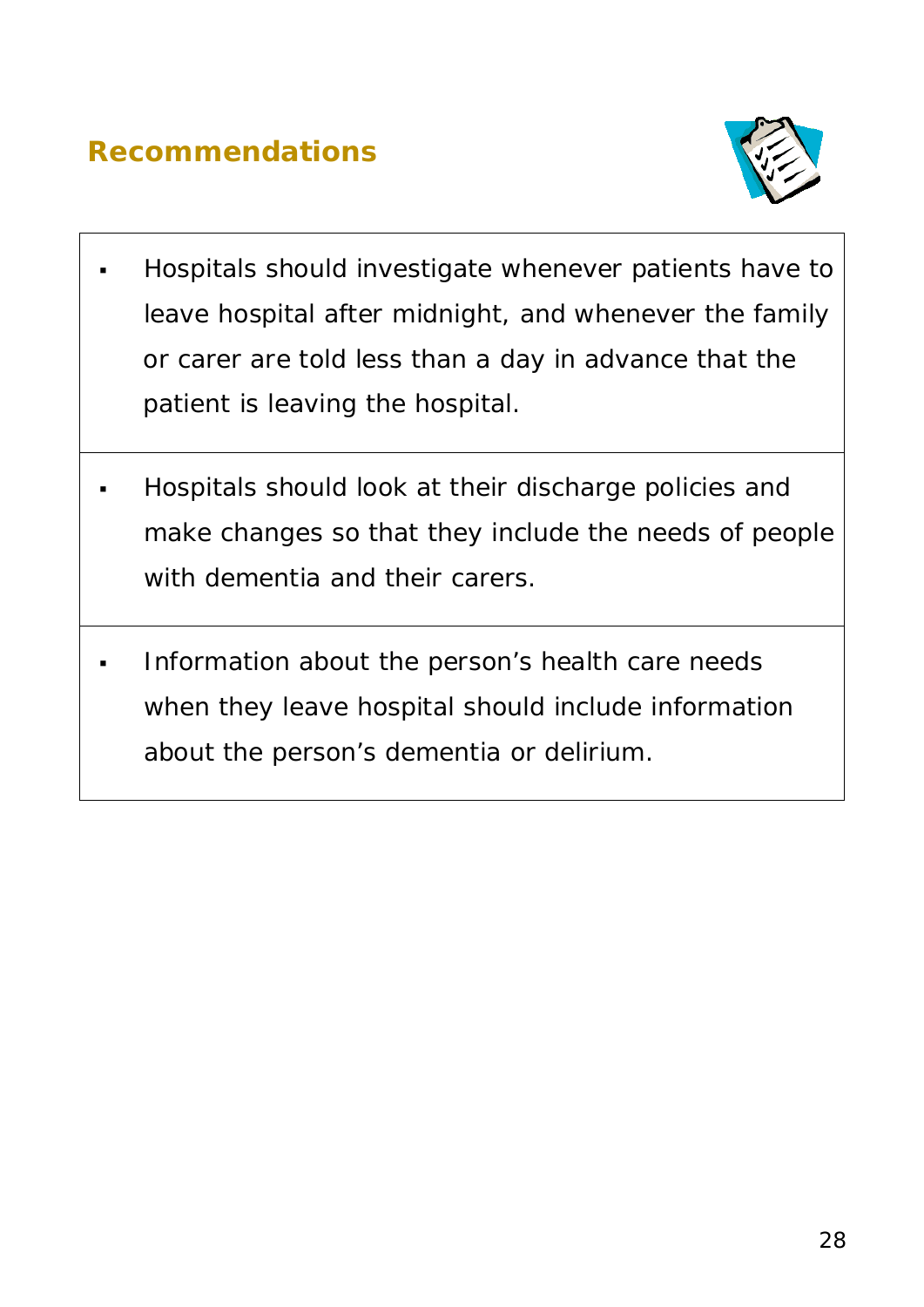## Recommendations

- Hospitals should investigate whenever patients have to leave hospital after midnight, and whenever the family or carer are told less than a day in advance that the patient is leaving the hospital.

- Hospitals should look at their discharge policies and make changes so that they include the needs of people with dementia and their carers.

- Information about the person's health care needs when they leave hospital should include information about the person's dementia or delirium.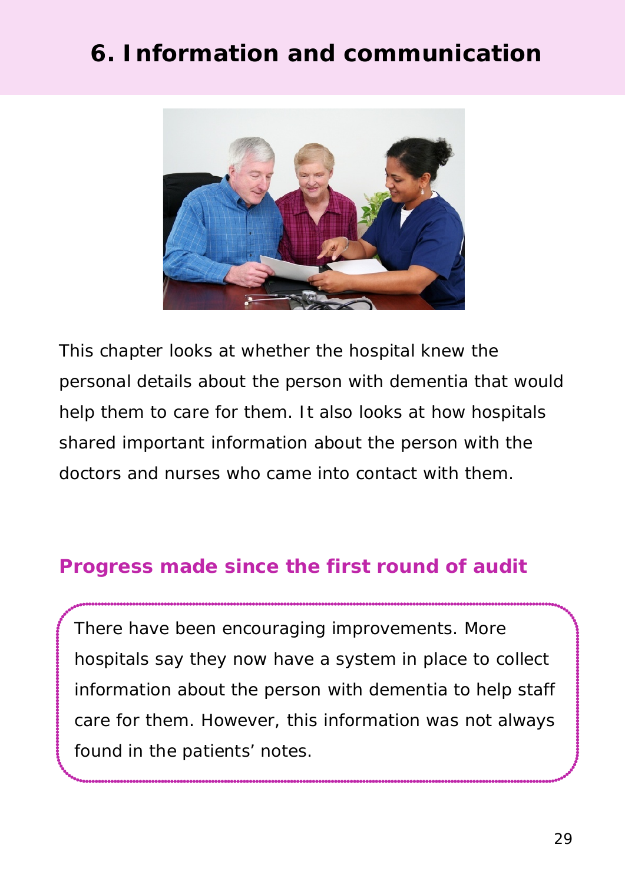# 6. Information and communication

This chapter looks at whether the hospital knew the personal details about the person with dementia that would help them to care for them. It also looks at how hospitals shared important information about the person with the doctors and nurses who came into contact with them.

## Progress made since the first round of audit

There have been encouraging improvements. More hospitals say they now have a system in place to collect information about the person with dementia to help staff care for them. However, this information was not always found in the patients' notes.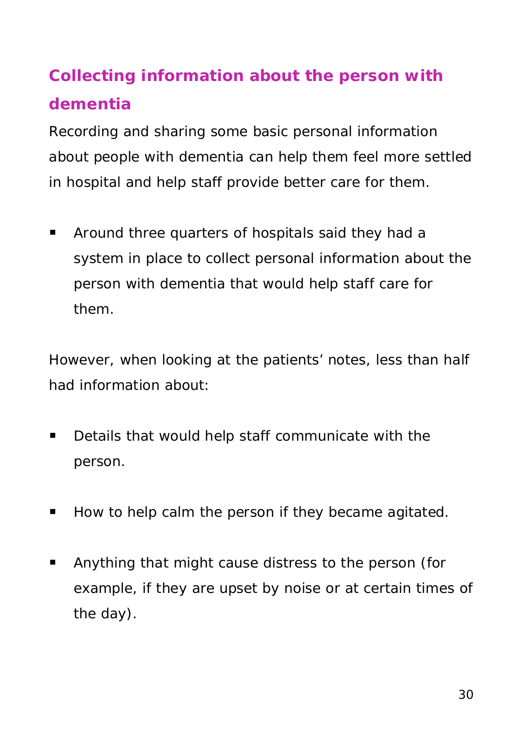## Collecting information about the person with dementia

Recording and sharing some basic personal information about people with dementia can help them feel more settled in hospital and help staff provide better care for them.

- Around three quarters of hospitals said they had a system in place to collect personal information about the person with dementia that would help staff care for them.

However, when looking at the patients' notes, less than half had information about:

- Details that would help staff communicate with the person.

- How to help calm the person if they became agitated.

- Anything that might cause distress to the person (for example, if they are upset by noise or at certain times of the day).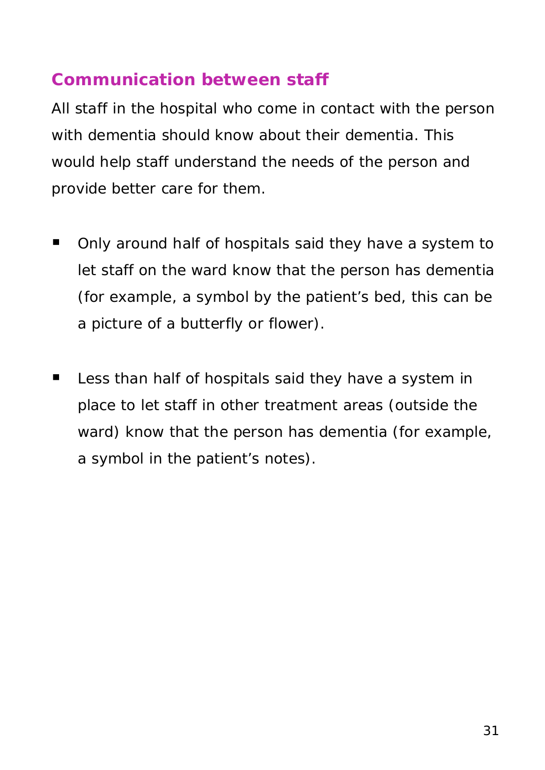## Communication between staff

All staff in the hospital who come in contact with the person with dementia should know about their dementia. This would help staff understand the needs of the person and provide better care for them.

- Only around half of hospitals said they have a system to let staff on the ward know that the person has dementia (for example, a symbol by the patient's bed, this can be a picture of a butterfly or flower).

- Less than half of hospitals said they have a system in place to let staff in other treatment areas (outside the ward) know that the person has dementia (for example, a symbol in the patient's notes).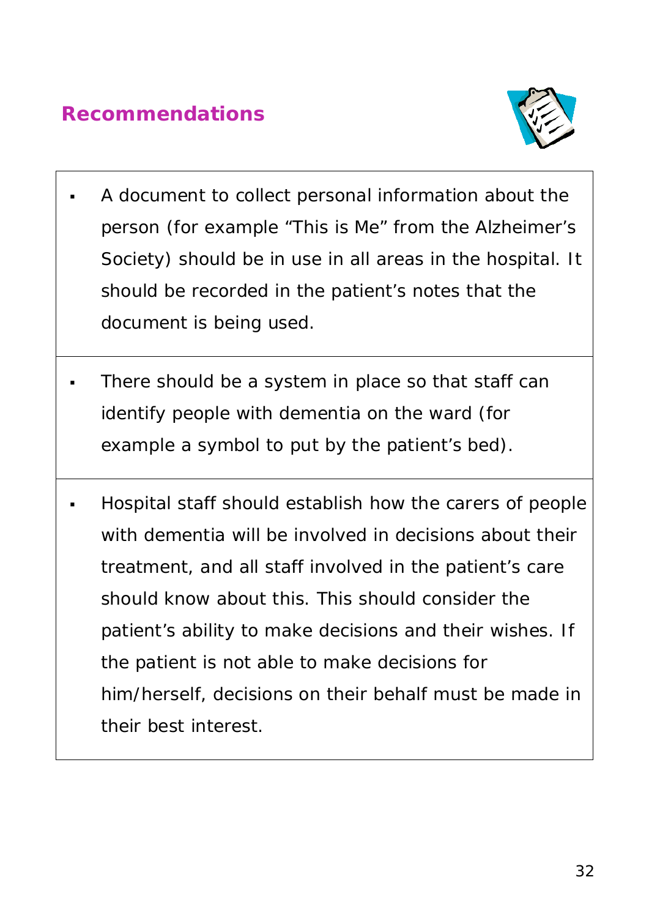## Recommendations

- A document to collect personal information about the person (for example “This is Me” from the Alzheimer’s Society) should be in use in all areas in the hospital. It should be recorded in the patient’s notes that the document is being used.

- There should be a system in place so that staff can identify people with dementia on the ward (for example a symbol to put by the patient’s bed).

- Hospital staff should establish how the carers of people with dementia will be involved in decisions about their treatment, and all staff involved in the patient’s care should know about this. This should consider the patient’s ability to make decisions and their wishes. If the patient is not able to make decisions for him/herself, decisions on their behalf must be made in their best interest.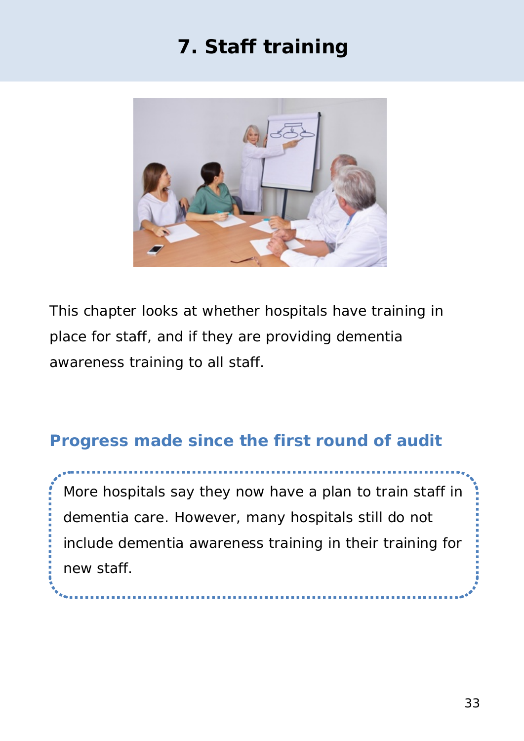# 7. Staff training

This chapter looks at whether hospitals have training in place for staff, and if they are providing dementia awareness training to all staff.

## Progress made since the first round of audit

More hospitals say they now have a plan to train staff in dementia care. However, many hospitals still do not include dementia awareness training in their training for new staff.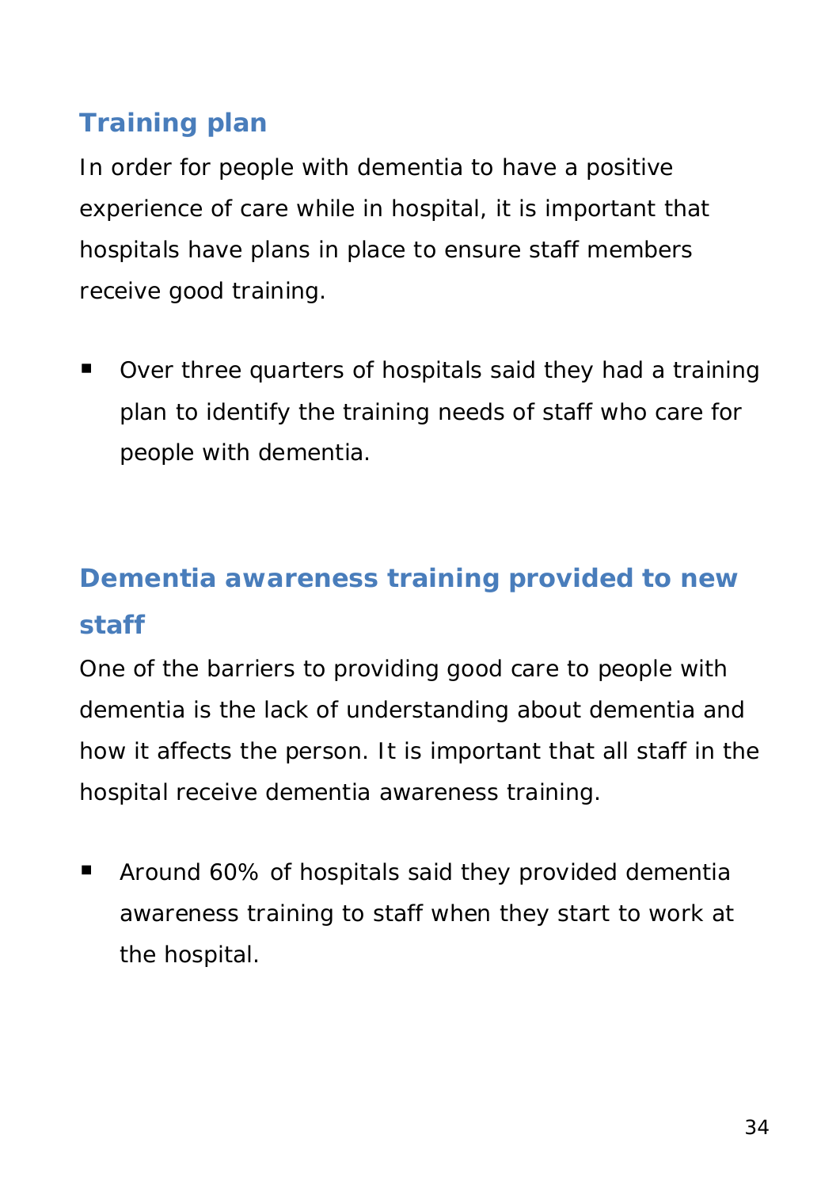## Training plan

In order for people with dementia to have a positive experience of care while in hospital, it is important that hospitals have plans in place to ensure staff members receive good training.

- Over three quarters of hospitals said they had a training plan to identify the training needs of staff who care for people with dementia.

## Dementia awareness training provided to new staff

One of the barriers to providing good care to people with dementia is the lack of understanding about dementia and how it affects the person. It is important that all staff in the hospital receive dementia awareness training.

- Around 60% of hospitals said they provided dementia awareness training to staff when they start to work at the hospital.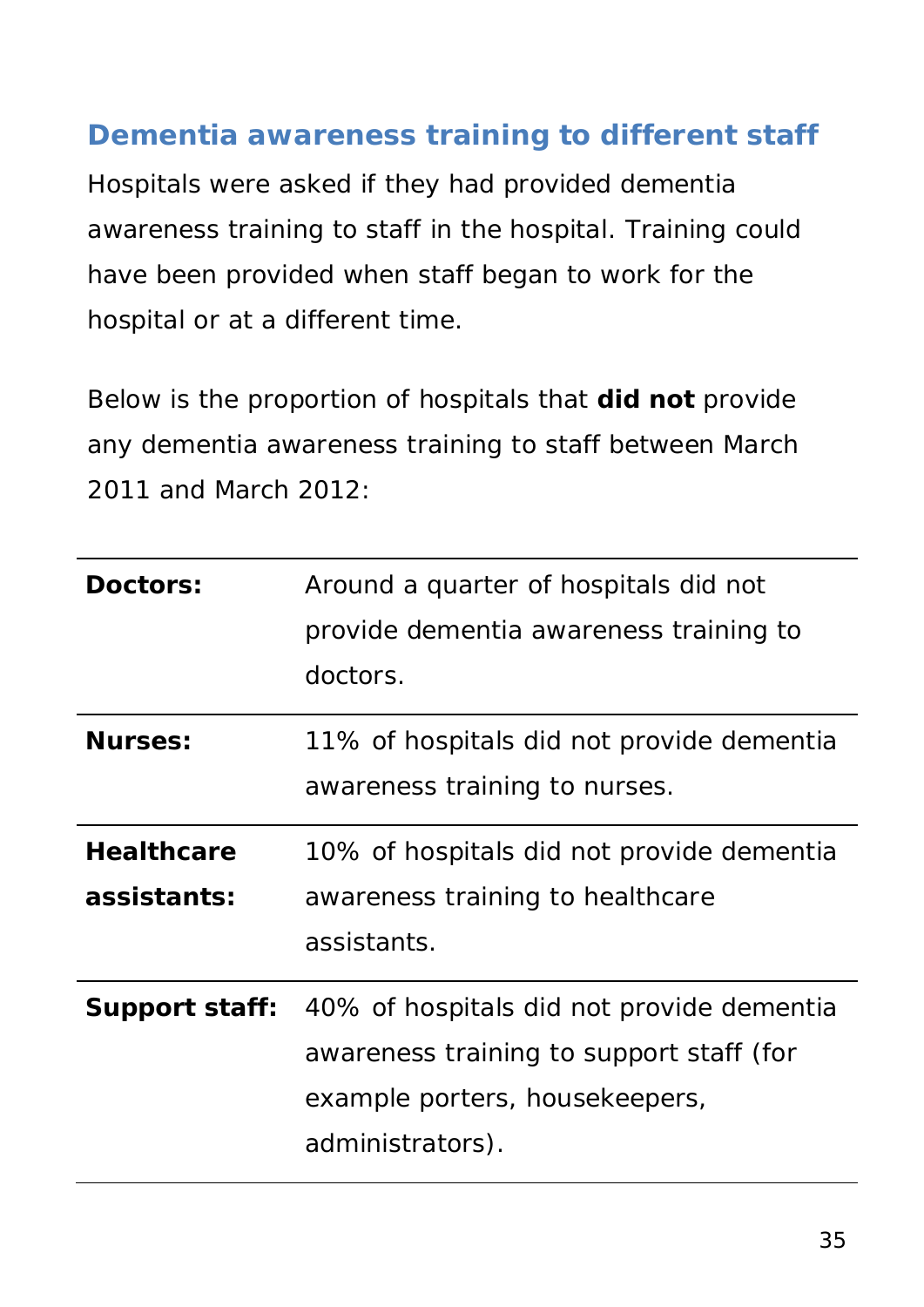## Dementia awareness training to different staff

Hospitals were asked if they had provided dementia awareness training to staff in the hospital. Training could have been provided when staff began to work for the hospital or at a different time.

Below is the proportion of hospitals that **did not** provide any dementia awareness training to staff between March 2011 and March 2012:

| | |
|---|---|
| **Doctors:** | Around a quarter of hospitals did not provide dementia awareness training to doctors. |
| **Nurses:** | 11% of hospitals did not provide dementia awareness training to nurses. |
| **Healthcare assistants:** | 10% of hospitals did not provide dementia awareness training to healthcare assistants. |
| **Support staff:** | 40% of hospitals did not provide dementia awareness training to support staff (for example porters, housekeepers, administrators). |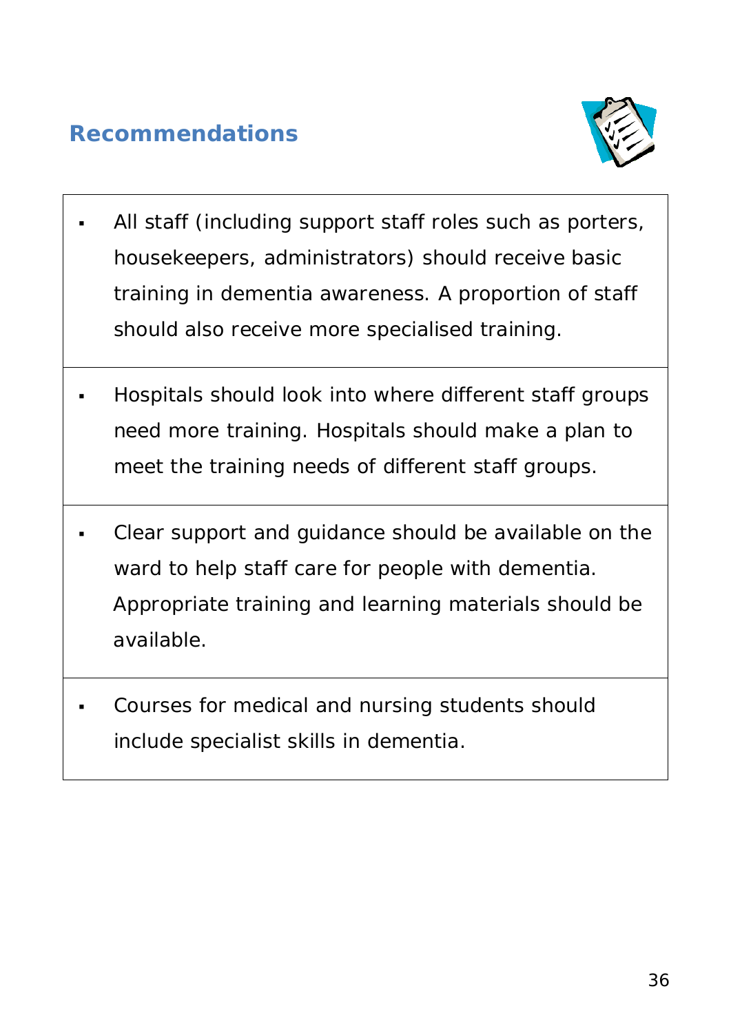## Recommendations

- All staff (including support staff roles such as porters, housekeepers, administrators) should receive basic training in dementia awareness. A proportion of staff should also receive more specialised training.

- Hospitals should look into where different staff groups need more training. Hospitals should make a plan to meet the training needs of different staff groups.

- Clear support and guidance should be available on the ward to help staff care for people with dementia. Appropriate training and learning materials should be available.

- Courses for medical and nursing students should include specialist skills in dementia.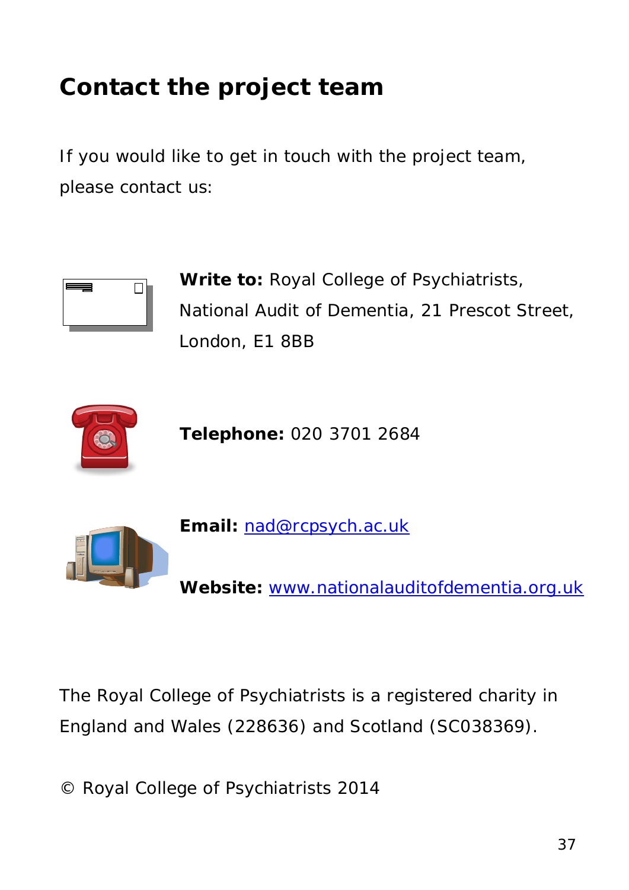# Contact the project team

If you would like to get in touch with the project team, please contact us:

**Write to:** Royal College of Psychiatrists, National Audit of Dementia, 21 Prescot Street, London, E1 8BB

**Telephone:** 020 3701 2684

**Email:** nad@rcpsych.ac.uk

**Website:** www.nationalauditofdementia.org.uk

The Royal College of Psychiatrists is a registered charity in England and Wales (228636) and Scotland (SC038369).

© Royal College of Psychiatrists 2014